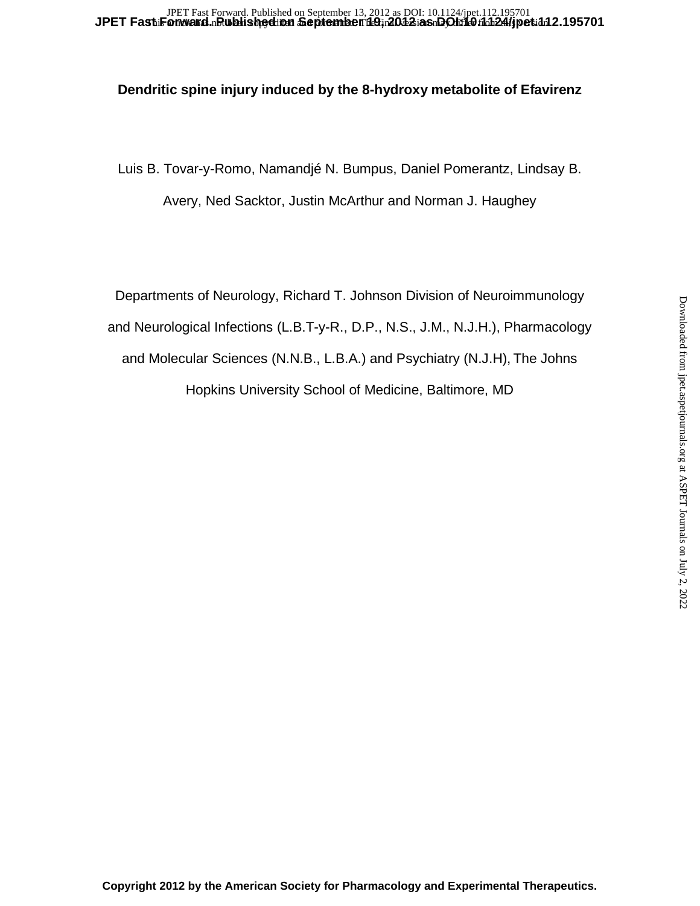# Dendritic spine injury induced by the 8-hydroxy metabolite of Efavirenz

Luis B. Tovar-y-Romo, Namandjé N. Bumpus, Daniel Pomerantz, Lindsay B. Avery, Ned Sacktor, Justin McArthur and Norman J. Haughey

Departments of Neurology, Richard T. Johnson Division of Neuroimmunology and Neurological Infections (L.B.T-y-R., D.P., N.S., J.M., N.J.H.), Pharmacology and Molecular Sciences (N.N.B., L.B.A.) and Psychiatry (N.J.H), The Johns Hopkins University School of Medicine, Baltimore, MD

**Copyright 2012 by the American Society for Pharmacology and Experimental Therapeutics.**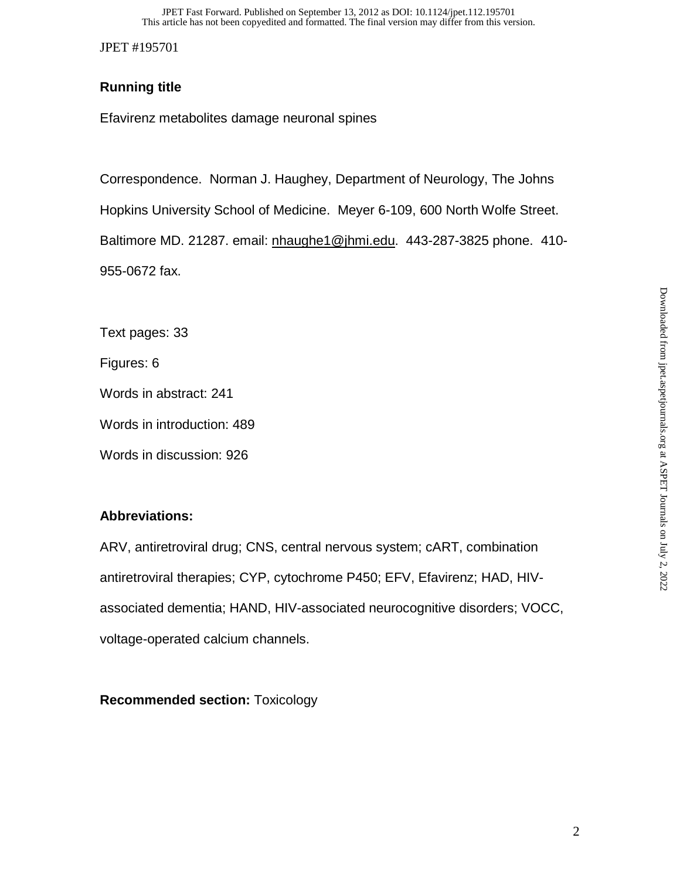## Running title

Efavirenz metabolites damage neuronal spines

Correspondence. Norman J. Haughey, Department of Neurology, The Johns Hopkins University School of Medicine. Meyer 6-109, 600 North Wolfe Street. Baltimore MD. 21287. email: nhaughe1@jhmi.edu. 443-287-3825 phone. 410-955-0672 fax.

Text pages: 33

Figures: 6

Words in abstract: 241

Words in introduction: 489

Words in discussion: 926

## Abbreviations:

ARV, antiretroviral drug; CNS, central nervous system; cART, combination antiretroviral therapies; CYP, cytochrome P450; EFV, Efavirenz; HAD, HIV-associated dementia; HAND, HIV-associated neurocognitive disorders; VOCC, voltage-operated calcium channels.

**Recommended section:** Toxicology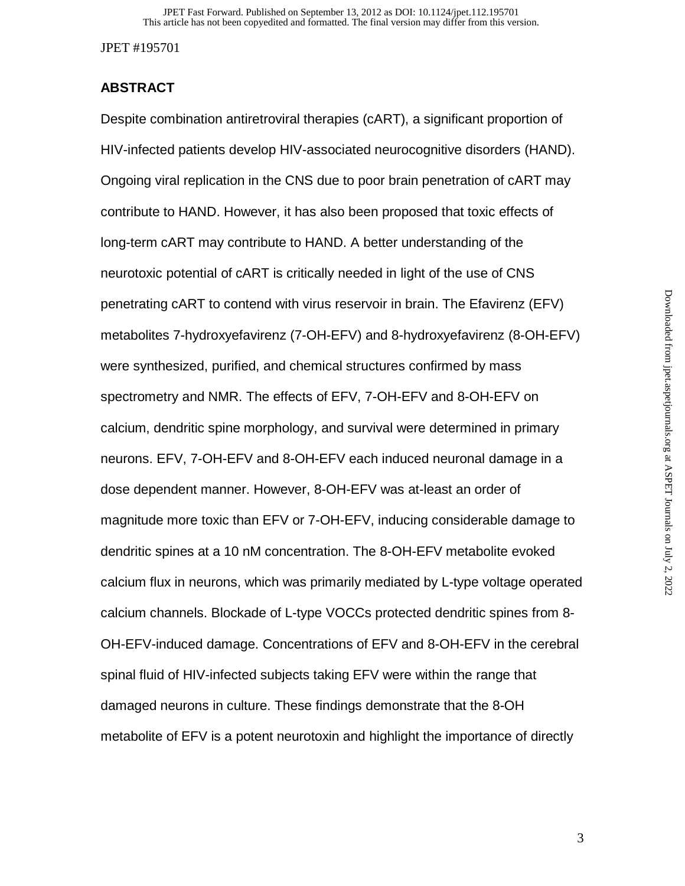## ABSTRACT

Despite combination antiretroviral therapies (cART), a significant proportion of HIV-infected patients develop HIV-associated neurocognitive disorders (HAND). Ongoing viral replication in the CNS due to poor brain penetration of cART may contribute to HAND. However, it has also been proposed that toxic effects of long-term cART may contribute to HAND. A better understanding of the neurotoxic potential of cART is critically needed in light of the use of CNS penetrating cART to contend with virus reservoir in brain. The Efavirenz (EFV) metabolites 7-hydroxyefavirenz (7-OH-EFV) and 8-hydroxyefavirenz (8-OH-EFV) were synthesized, purified, and chemical structures confirmed by mass spectrometry and NMR. The effects of EFV, 7-OH-EFV and 8-OH-EFV on calcium, dendritic spine morphology, and survival were determined in primary neurons. EFV, 7-OH-EFV and 8-OH-EFV each induced neuronal damage in a dose dependent manner. However, 8-OH-EFV was at-least an order of magnitude more toxic than EFV or 7-OH-EFV, inducing considerable damage to dendritic spines at a 10 nM concentration. The 8-OH-EFV metabolite evoked calcium flux in neurons, which was primarily mediated by L-type voltage operated calcium channels. Blockade of L-type VOCCs protected dendritic spines from 8-OH-EFV-induced damage. Concentrations of EFV and 8-OH-EFV in the cerebral spinal fluid of HIV-infected subjects taking EFV were within the range that damaged neurons in culture. These findings demonstrate that the 8-OH metabolite of EFV is a potent neurotoxin and highlight the importance of directly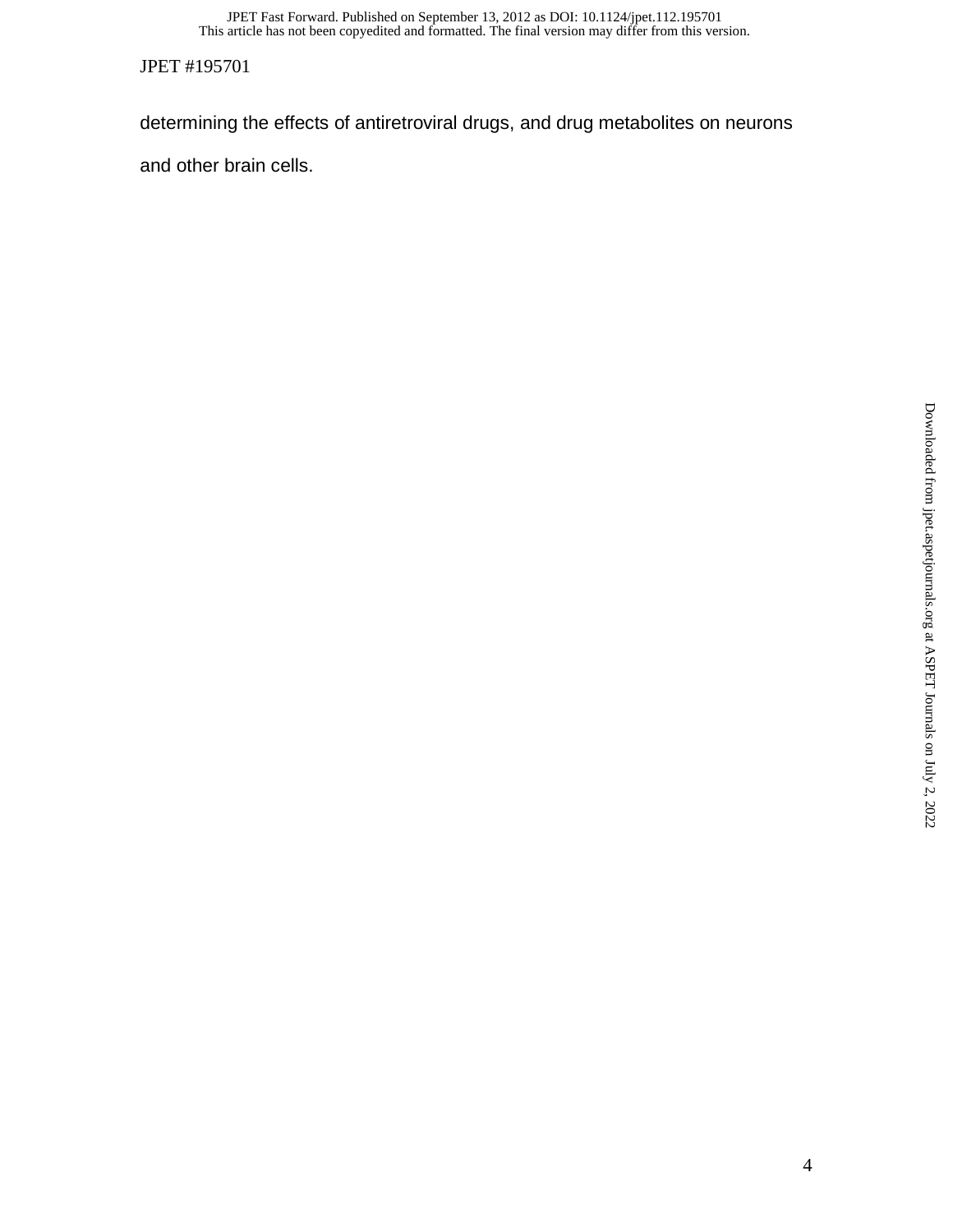determining the effects of antiretroviral drugs, and drug metabolites on neurons and other brain cells.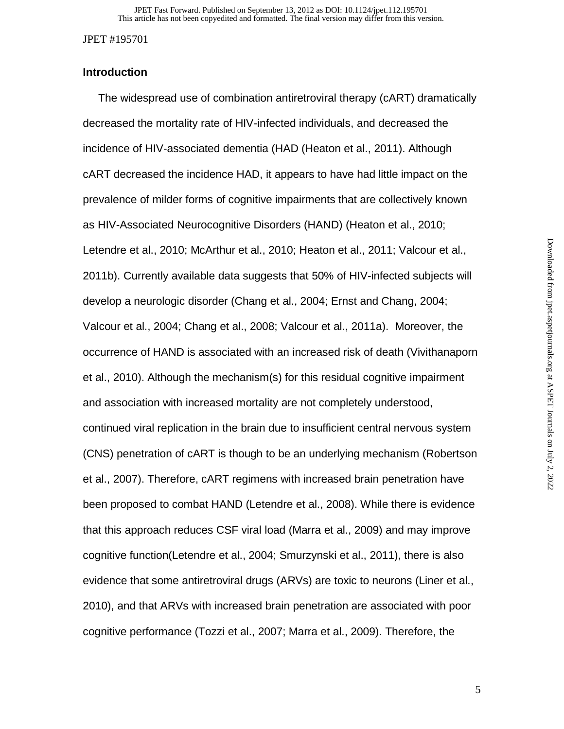## Introduction

The widespread use of combination antiretroviral therapy (cART) dramatically decreased the mortality rate of HIV-infected individuals, and decreased the incidence of HIV-associated dementia (HAD (Heaton et al., 2011). Although cART decreased the incidence HAD, it appears to have had little impact on the prevalence of milder forms of cognitive impairments that are collectively known as HIV-Associated Neurocognitive Disorders (HAND) (Heaton et al., 2010; Letendre et al., 2010; McArthur et al., 2010; Heaton et al., 2011; Valcour et al., 2011b). Currently available data suggests that 50% of HIV-infected subjects will develop a neurologic disorder (Chang et al., 2004; Ernst and Chang, 2004; Valcour et al., 2004; Chang et al., 2008; Valcour et al., 2011a). Moreover, the occurrence of HAND is associated with an increased risk of death (Vivithanaporn et al., 2010). Although the mechanism(s) for this residual cognitive impairment and association with increased mortality are not completely understood, continued viral replication in the brain due to insufficient central nervous system (CNS) penetration of cART is though to be an underlying mechanism (Robertson et al., 2007). Therefore, cART regimens with increased brain penetration have been proposed to combat HAND (Letendre et al., 2008). While there is evidence that this approach reduces CSF viral load (Marra et al., 2009) and may improve cognitive function(Letendre et al., 2004; Smurzynski et al., 2011), there is also evidence that some antiretroviral drugs (ARVs) are toxic to neurons (Liner et al., 2010), and that ARVs with increased brain penetration are associated with poor cognitive performance (Tozzi et al., 2007; Marra et al., 2009). Therefore, the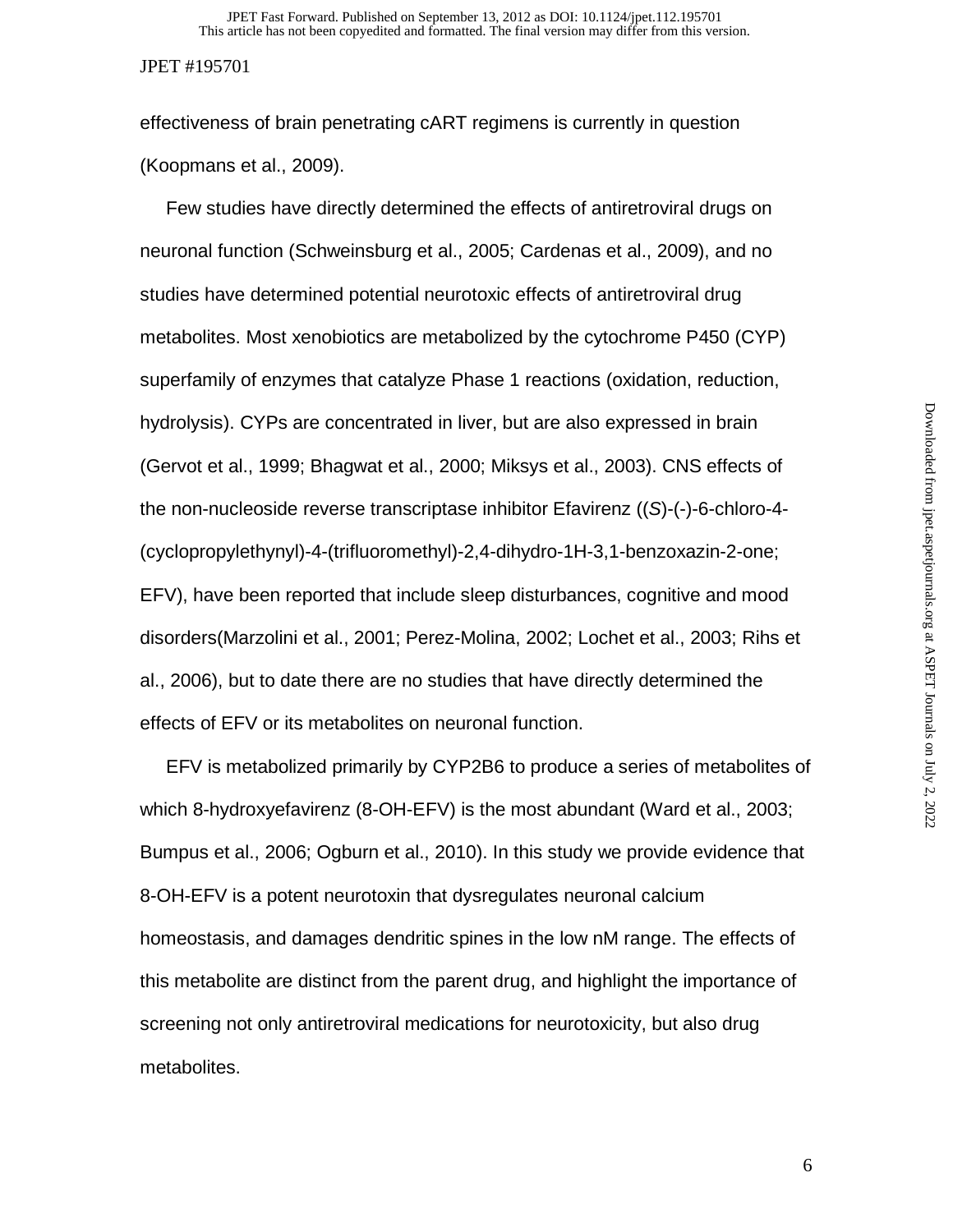effectiveness of brain penetrating cART regimens is currently in question (Koopmans et al., 2009).

Few studies have directly determined the effects of antiretroviral drugs on neuronal function (Schweinsburg et al., 2005; Cardenas et al., 2009), and no studies have determined potential neurotoxic effects of antiretroviral drug metabolites. Most xenobiotics are metabolized by the cytochrome P450 (CYP) superfamily of enzymes that catalyze Phase 1 reactions (oxidation, reduction, hydrolysis). CYPs are concentrated in liver, but are also expressed in brain (Gervot et al., 1999; Bhagwat et al., 2000; Miksys et al., 2003). CNS effects of the non-nucleoside reverse transcriptase inhibitor Efavirenz ((*S*)-(-)-6-chloro-4-(cyclopropylethynyl)-4-(trifluoromethyl)-2,4-dihydro-1H-3,1-benzoxazin-2-one; EFV), have been reported that include sleep disturbances, cognitive and mood disorders(Marzolini et al., 2001; Perez-Molina, 2002; Lochet et al., 2003; Rihs et al., 2006), but to date there are no studies that have directly determined the effects of EFV or its metabolites on neuronal function.

EFV is metabolized primarily by CYP2B6 to produce a series of metabolites of which 8-hydroxyefavirenz (8-OH-EFV) is the most abundant (Ward et al., 2003; Bumpus et al., 2006; Ogburn et al., 2010). In this study we provide evidence that 8-OH-EFV is a potent neurotoxin that dysregulates neuronal calcium homeostasis, and damages dendritic spines in the low nM range. The effects of this metabolite are distinct from the parent drug, and highlight the importance of screening not only antiretroviral medications for neurotoxicity, but also drug metabolites.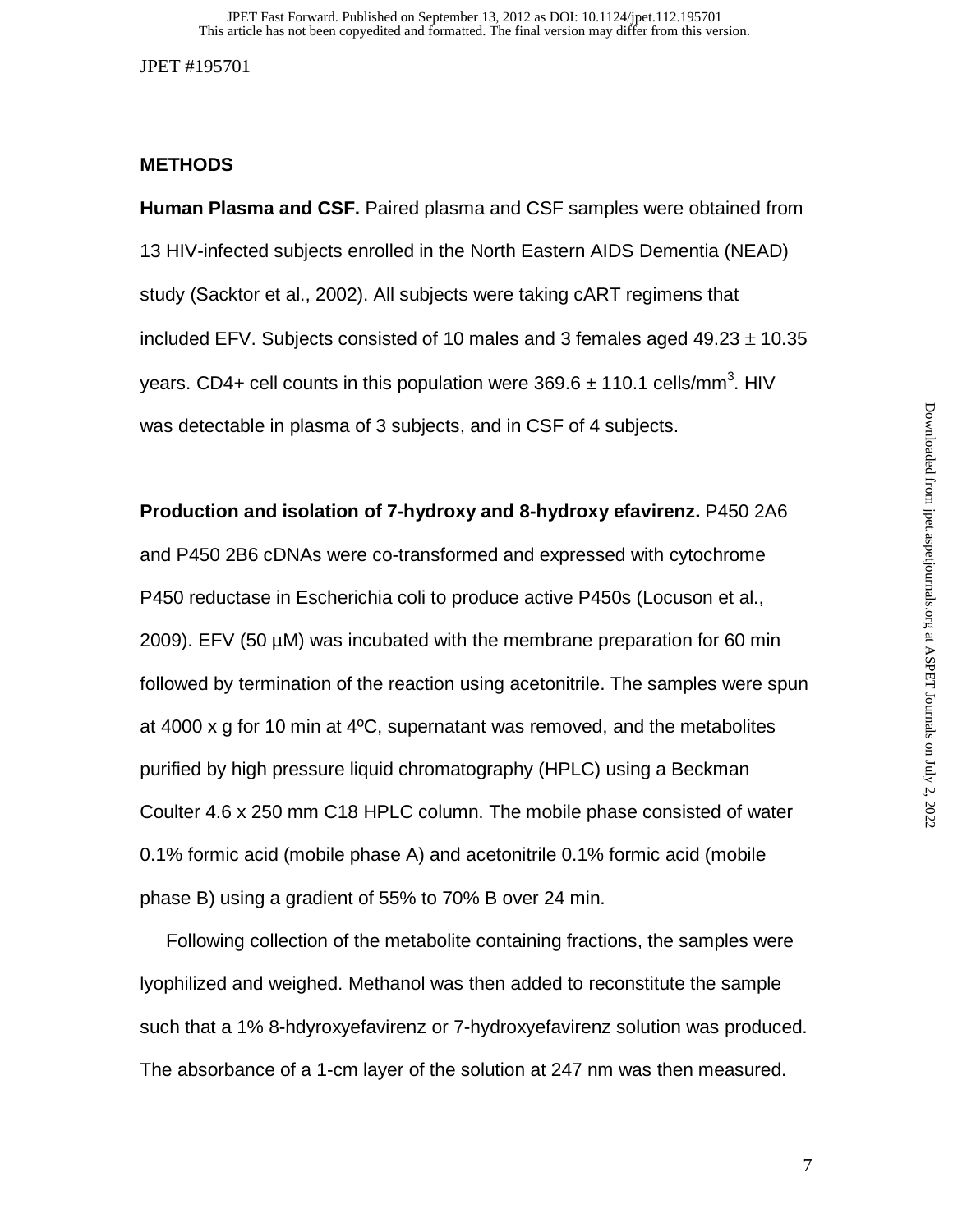## METHODS

**Human Plasma and CSF.** Paired plasma and CSF samples were obtained from 13 HIV-infected subjects enrolled in the North Eastern AIDS Dementia (NEAD) study (Sacktor et al., 2002). All subjects were taking cART regimens that included EFV. Subjects consisted of 10 males and 3 females aged 49.23 ± 10.35 years. CD4+ cell counts in this population were 369.6 ± 110.1 cells/mm$^3$. HIV was detectable in plasma of 3 subjects, and in CSF of 4 subjects.

**Production and isolation of 7-hydroxy and 8-hydroxy efavirenz.** P450 2A6 and P450 2B6 cDNAs were co-transformed and expressed with cytochrome P450 reductase in Escherichia coli to produce active P450s (Locuson et al., 2009). EFV (50 µM) was incubated with the membrane preparation for 60 min followed by termination of the reaction using acetonitrile. The samples were spun at 4000 x g for 10 min at 4ºC, supernatant was removed, and the metabolites purified by high pressure liquid chromatography (HPLC) using a Beckman Coulter 4.6 x 250 mm C18 HPLC column. The mobile phase consisted of water 0.1% formic acid (mobile phase A) and acetonitrile 0.1% formic acid (mobile phase B) using a gradient of 55% to 70% B over 24 min.

Following collection of the metabolite containing fractions, the samples were lyophilized and weighed. Methanol was then added to reconstitute the sample such that a 1% 8-hdyroxyefavirenz or 7-hydroxyefavirenz solution was produced. The absorbance of a 1-cm layer of the solution at 247 nm was then measured.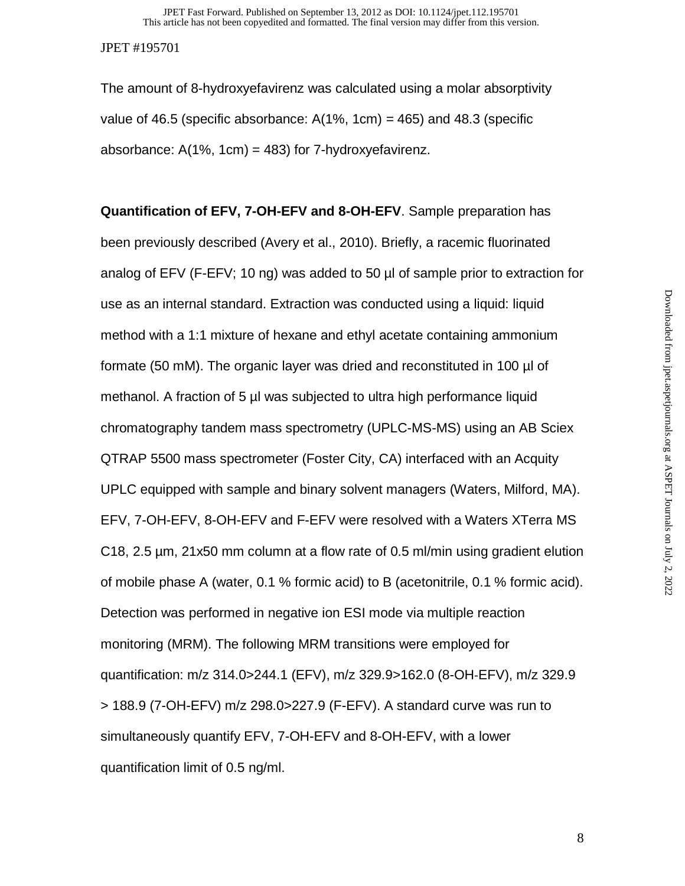The amount of 8-hydroxyefavirenz was calculated using a molar absorptivity value of 46.5 (specific absorbance: A(1%, 1cm) = 465) and 48.3 (specific absorbance: A(1%, 1cm) = 483) for 7-hydroxyefavirenz.

**Quantification of EFV, 7-OH-EFV and 8-OH-EFV**. Sample preparation has been previously described (Avery et al., 2010). Briefly, a racemic fluorinated analog of EFV (F-EFV; 10 ng) was added to 50 µl of sample prior to extraction for use as an internal standard. Extraction was conducted using a liquid: liquid method with a 1:1 mixture of hexane and ethyl acetate containing ammonium formate (50 mM). The organic layer was dried and reconstituted in 100 µl of methanol. A fraction of 5 µl was subjected to ultra high performance liquid chromatography tandem mass spectrometry (UPLC-MS-MS) using an AB Sciex QTRAP 5500 mass spectrometer (Foster City, CA) interfaced with an Acquity UPLC equipped with sample and binary solvent managers (Waters, Milford, MA). EFV, 7-OH-EFV, 8-OH-EFV and F-EFV were resolved with a Waters XTerra MS C18, 2.5 µm, 21x50 mm column at a flow rate of 0.5 ml/min using gradient elution of mobile phase A (water, 0.1 % formic acid) to B (acetonitrile, 0.1 % formic acid). Detection was performed in negative ion ESI mode via multiple reaction monitoring (MRM). The following MRM transitions were employed for quantification: m/z 314.0>244.1 (EFV), m/z 329.9>162.0 (8-OH-EFV), m/z 329.9 > 188.9 (7-OH-EFV) m/z 298.0>227.9 (F-EFV). A standard curve was run to simultaneously quantify EFV, 7-OH-EFV and 8-OH-EFV, with a lower quantification limit of 0.5 ng/ml.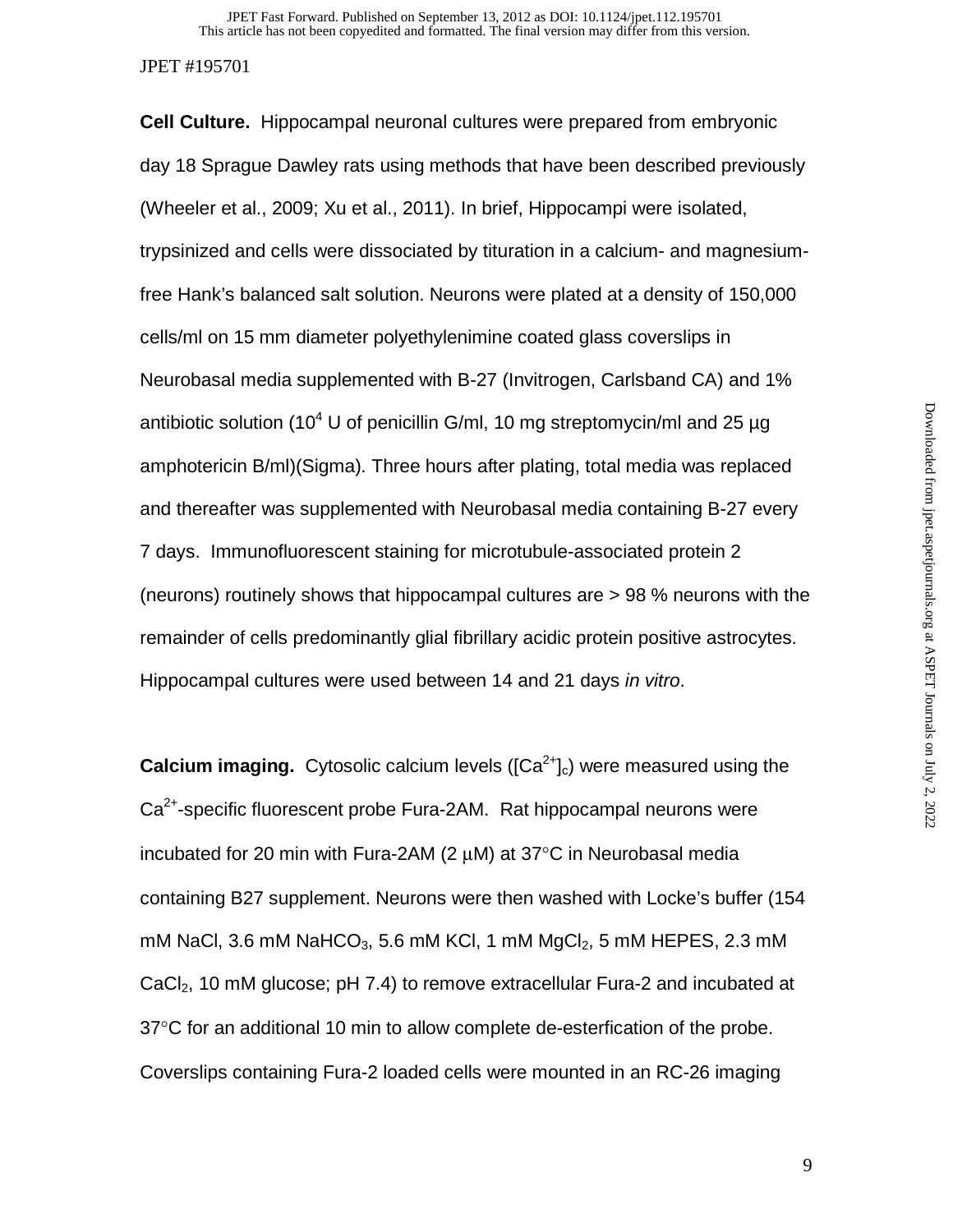**Cell Culture.** Hippocampal neuronal cultures were prepared from embryonic day 18 Sprague Dawley rats using methods that have been described previously (Wheeler et al., 2009; Xu et al., 2011). In brief, Hippocampi were isolated, trypsinized and cells were dissociated by tituration in a calcium- and magnesium-free Hank's balanced salt solution. Neurons were plated at a density of 150,000 cells/ml on 15 mm diameter polyethylenimine coated glass coverslips in Neurobasal media supplemented with B-27 (Invitrogen, Carlsband CA) and 1% antibiotic solution ($10^4$ U of penicillin G/ml, 10 mg streptomycin/ml and 25 µg amphotericin B/ml)(Sigma). Three hours after plating, total media was replaced and thereafter was supplemented with Neurobasal media containing B-27 every 7 days. Immunofluorescent staining for microtubule-associated protein 2 (neurons) routinely shows that hippocampal cultures are > 98 % neurons with the remainder of cells predominantly glial fibrillary acidic protein positive astrocytes. Hippocampal cultures were used between 14 and 21 days *in vitro*.

**Calcium imaging.** Cytosolic calcium levels ($[Ca^{2+}]_c$) were measured using the $Ca^{2+}$-specific fluorescent probe Fura-2AM. Rat hippocampal neurons were incubated for 20 min with Fura-2AM (2 µM) at 37°C in Neurobasal media containing B27 supplement. Neurons were then washed with Locke's buffer (154 mM NaCl, 3.6 mM $NaHCO_3$, 5.6 mM KCl, 1 mM $MgCl_2$, 5 mM HEPES, 2.3 mM $CaCl_2$, 10 mM glucose; pH 7.4) to remove extracellular Fura-2 and incubated at 37°C for an additional 10 min to allow complete de-esterfication of the probe. Coverslips containing Fura-2 loaded cells were mounted in an RC-26 imaging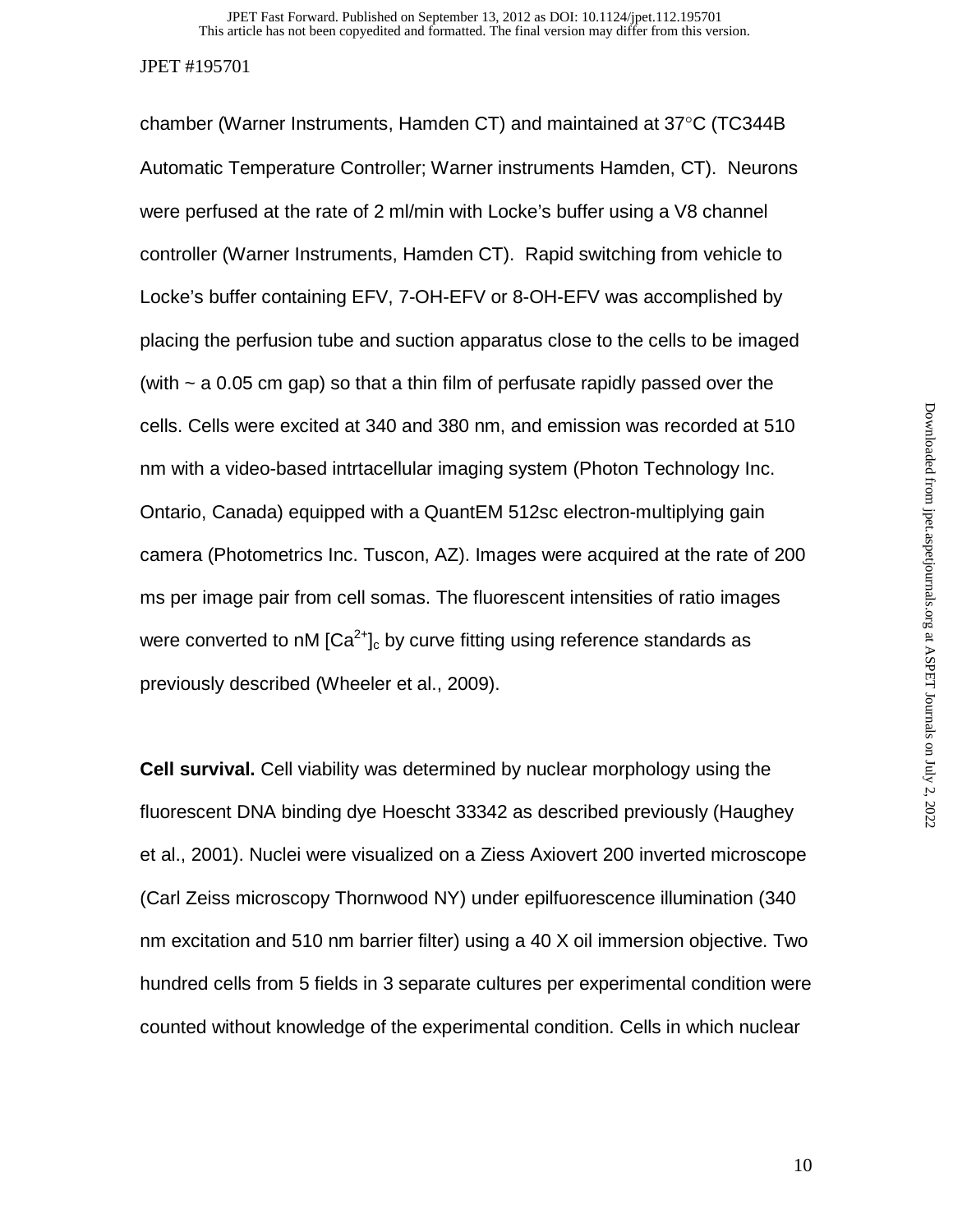chamber (Warner Instruments, Hamden CT) and maintained at 37°C (TC344B Automatic Temperature Controller; Warner instruments Hamden, CT). Neurons were perfused at the rate of 2 ml/min with Locke's buffer using a V8 channel controller (Warner Instruments, Hamden CT). Rapid switching from vehicle to Locke's buffer containing EFV, 7-OH-EFV or 8-OH-EFV was accomplished by placing the perfusion tube and suction apparatus close to the cells to be imaged (with ~ a 0.05 cm gap) so that a thin film of perfusate rapidly passed over the cells. Cells were excited at 340 and 380 nm, and emission was recorded at 510 nm with a video-based intrtacellular imaging system (Photon Technology Inc. Ontario, Canada) equipped with a QuantEM 512sc electron-multiplying gain camera (Photometrics Inc. Tuscon, AZ). Images were acquired at the rate of 200 ms per image pair from cell somas. The fluorescent intensities of ratio images were converted to nM $[Ca^{2+}]_c$ by curve fitting using reference standards as previously described (Wheeler et al., 2009).

**Cell survival.** Cell viability was determined by nuclear morphology using the fluorescent DNA binding dye Hoescht 33342 as described previously (Haughey et al., 2001). Nuclei were visualized on a Ziess Axiovert 200 inverted microscope (Carl Zeiss microscopy Thornwood NY) under epilfuorescence illumination (340 nm excitation and 510 nm barrier filter) using a 40 X oil immersion objective. Two hundred cells from 5 fields in 3 separate cultures per experimental condition were counted without knowledge of the experimental condition. Cells in which nuclear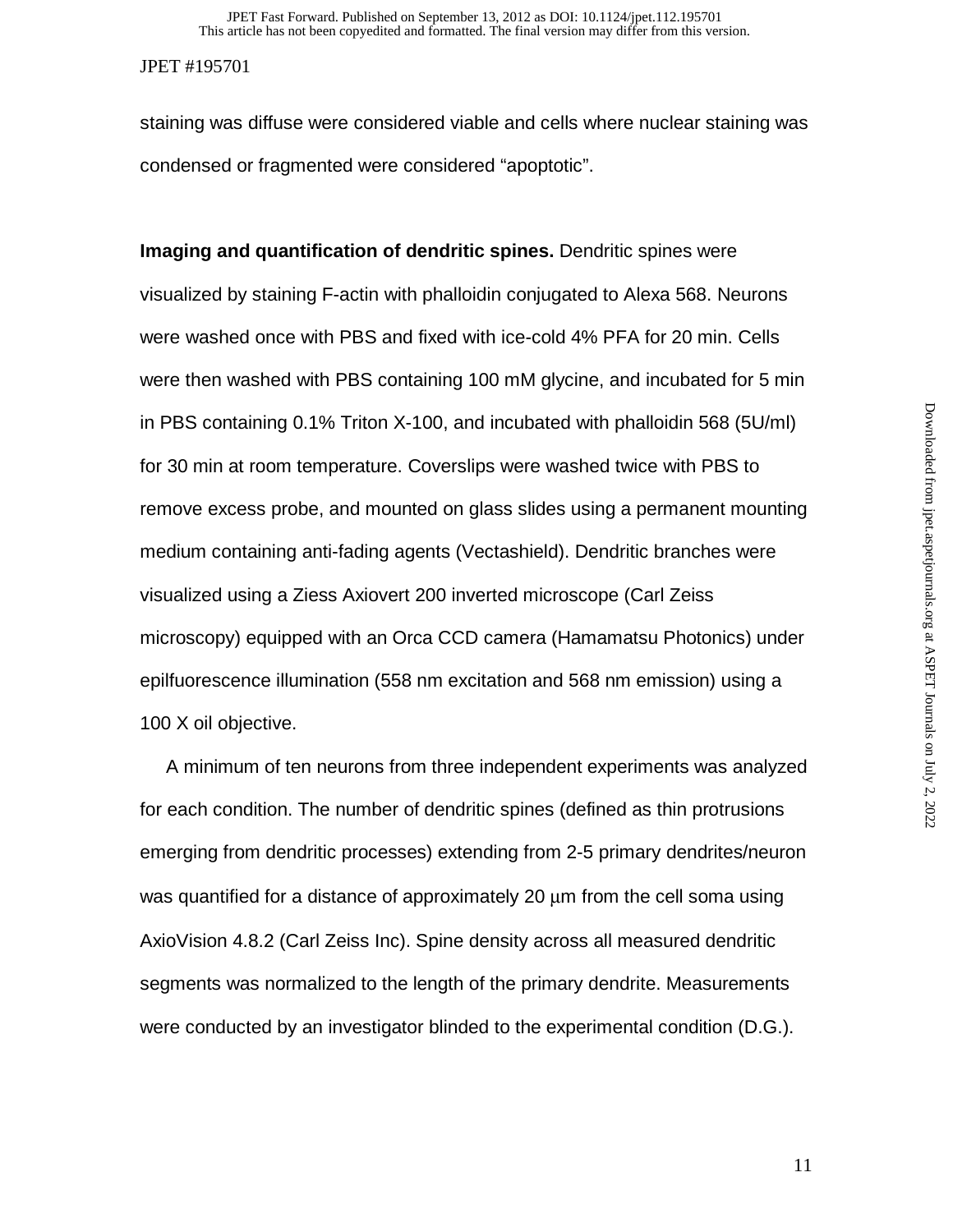staining was diffuse were considered viable and cells where nuclear staining was condensed or fragmented were considered “apoptotic”.

**Imaging and quantification of dendritic spines.** Dendritic spines were visualized by staining F-actin with phalloidin conjugated to Alexa 568. Neurons were washed once with PBS and fixed with ice-cold 4% PFA for 20 min. Cells were then washed with PBS containing 100 mM glycine, and incubated for 5 min in PBS containing 0.1% Triton X-100, and incubated with phalloidin 568 (5U/ml) for 30 min at room temperature. Coverslips were washed twice with PBS to remove excess probe, and mounted on glass slides using a permanent mounting medium containing anti-fading agents (Vectashield). Dendritic branches were visualized using a Ziess Axiovert 200 inverted microscope (Carl Zeiss microscopy) equipped with an Orca CCD camera (Hamamatsu Photonics) under epilfuorescence illumination (558 nm excitation and 568 nm emission) using a 100 X oil objective.

A minimum of ten neurons from three independent experiments was analyzed for each condition. The number of dendritic spines (defined as thin protrusions emerging from dendritic processes) extending from 2-5 primary dendrites/neuron was quantified for a distance of approximately 20 μm from the cell soma using AxioVision 4.8.2 (Carl Zeiss Inc). Spine density across all measured dendritic segments was normalized to the length of the primary dendrite. Measurements were conducted by an investigator blinded to the experimental condition (D.G.).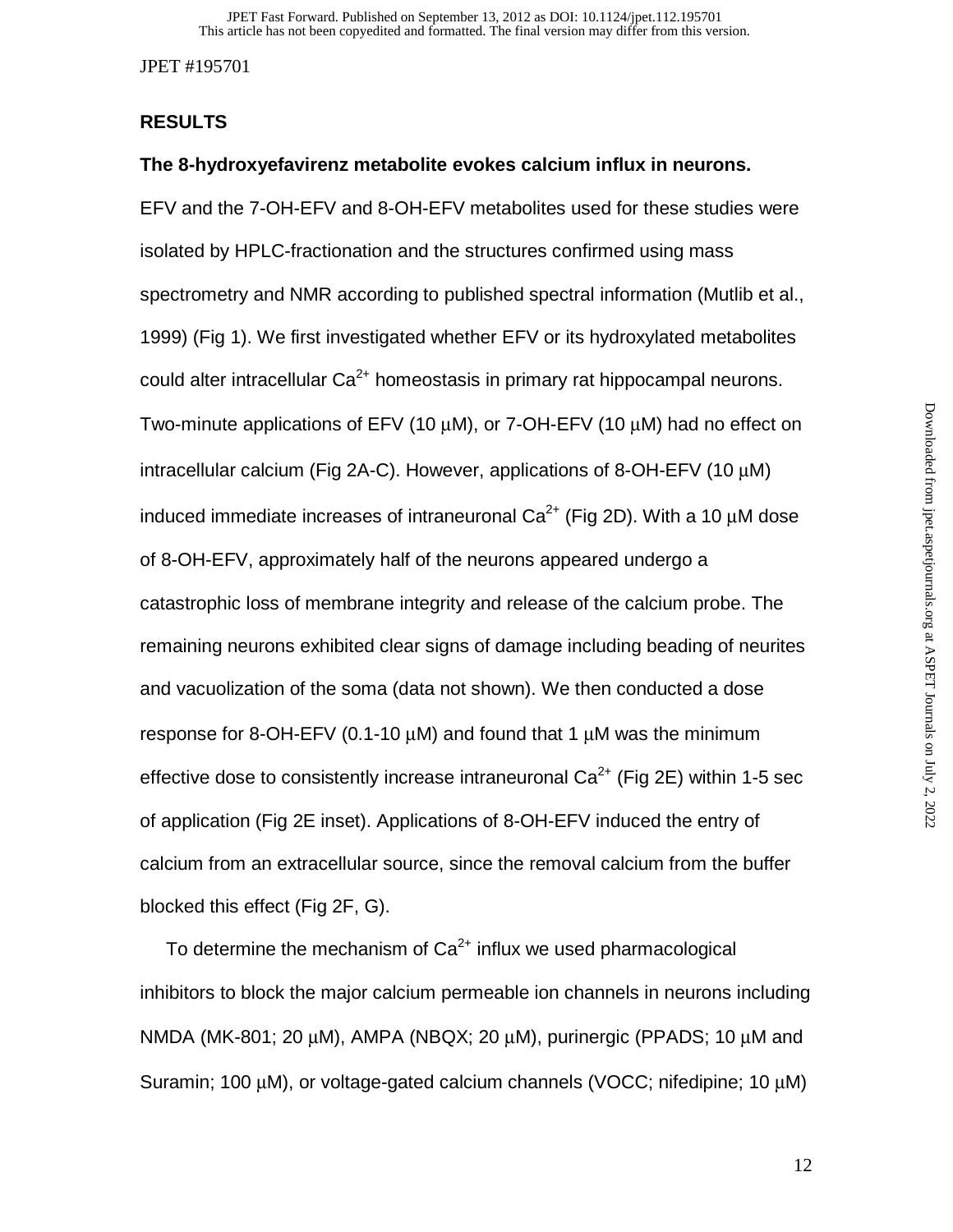## RESULTS

### The 8-hydroxyefavirenz metabolite evokes calcium influx in neurons.

EFV and the 7-OH-EFV and 8-OH-EFV metabolites used for these studies were isolated by HPLC-fractionation and the structures confirmed using mass spectrometry and NMR according to published spectral information (Mutlib et al., 1999) (Fig 1). We first investigated whether EFV or its hydroxylated metabolites could alter intracellular $Ca^{2+}$ homeostasis in primary rat hippocampal neurons. Two-minute applications of EFV (10 μM), or 7-OH-EFV (10 μM) had no effect on intracellular calcium (Fig 2A-C). However, applications of 8-OH-EFV (10 μM) induced immediate increases of intraneuronal $Ca^{2+}$ (Fig 2D). With a 10 μM dose of 8-OH-EFV, approximately half of the neurons appeared undergo a catastrophic loss of membrane integrity and release of the calcium probe. The remaining neurons exhibited clear signs of damage including beading of neurites and vacuolization of the soma (data not shown). We then conducted a dose response for 8-OH-EFV (0.1-10 μM) and found that 1 μM was the minimum effective dose to consistently increase intraneuronal $Ca^{2+}$ (Fig 2E) within 1-5 sec of application (Fig 2E inset). Applications of 8-OH-EFV induced the entry of calcium from an extracellular source, since the removal calcium from the buffer blocked this effect (Fig 2F, G).

To determine the mechanism of $Ca^{2+}$ influx we used pharmacological inhibitors to block the major calcium permeable ion channels in neurons including NMDA (MK-801; 20 μM), AMPA (NBQX; 20 μM), purinergic (PPADS; 10 μM and Suramin; 100 μM), or voltage-gated calcium channels (VOCC; nifedipine; 10 μM)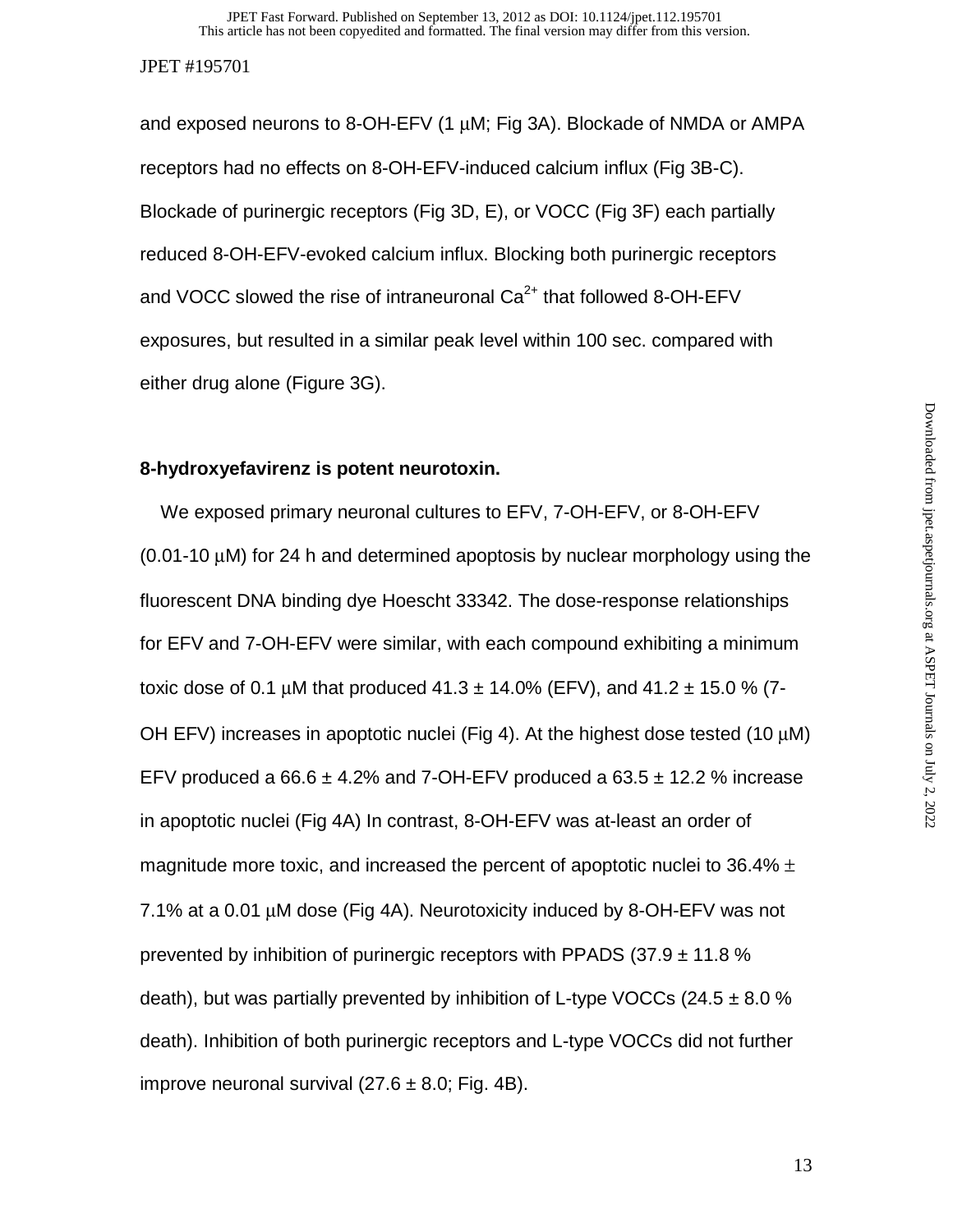and exposed neurons to 8-OH-EFV (1 μM; Fig 3A). Blockade of NMDA or AMPA receptors had no effects on 8-OH-EFV-induced calcium influx (Fig 3B-C). Blockade of purinergic receptors (Fig 3D, E), or VOCC (Fig 3F) each partially reduced 8-OH-EFV-evoked calcium influx. Blocking both purinergic receptors and VOCC slowed the rise of intraneuronal $Ca^{2+}$ that followed 8-OH-EFV exposures, but resulted in a similar peak level within 100 sec. compared with either drug alone (Figure 3G).

**8-hydroxyefavirenz is potent neurotoxin.**

We exposed primary neuronal cultures to EFV, 7-OH-EFV, or 8-OH-EFV (0.01-10 μM) for 24 h and determined apoptosis by nuclear morphology using the fluorescent DNA binding dye Hoescht 33342. The dose-response relationships for EFV and 7-OH-EFV were similar, with each compound exhibiting a minimum toxic dose of 0.1 μM that produced 41.3 ± 14.0% (EFV), and 41.2 ± 15.0 % (7-OH EFV) increases in apoptotic nuclei (Fig 4). At the highest dose tested (10 μM) EFV produced a 66.6 ± 4.2% and 7-OH-EFV produced a 63.5 ± 12.2 % increase in apoptotic nuclei (Fig 4A) In contrast, 8-OH-EFV was at-least an order of magnitude more toxic, and increased the percent of apoptotic nuclei to 36.4% ± 7.1% at a 0.01 μM dose (Fig 4A). Neurotoxicity induced by 8-OH-EFV was not prevented by inhibition of purinergic receptors with PPADS (37.9 ± 11.8 % death), but was partially prevented by inhibition of L-type VOCCs (24.5 ± 8.0 % death). Inhibition of both purinergic receptors and L-type VOCCs did not further improve neuronal survival (27.6 ± 8.0; Fig. 4B).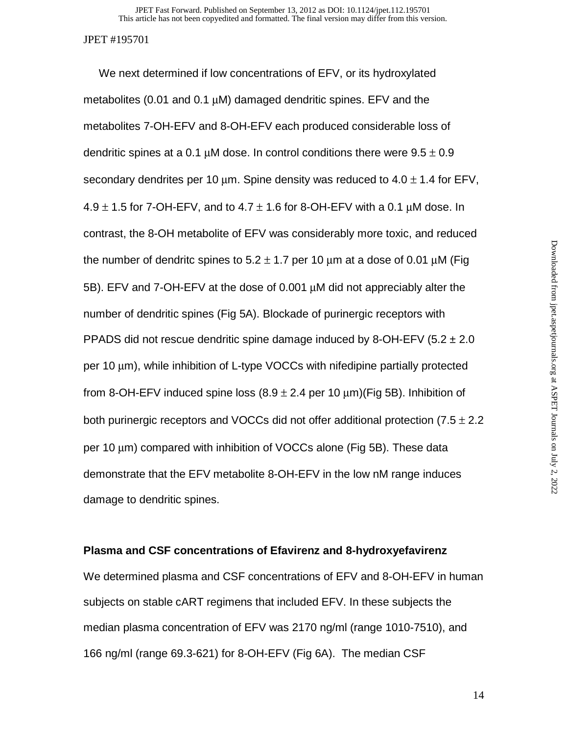We next determined if low concentrations of EFV, or its hydroxylated metabolites (0.01 and 0.1 μM) damaged dendritic spines. EFV and the metabolites 7-OH-EFV and 8-OH-EFV each produced considerable loss of dendritic spines at a 0.1 μM dose. In control conditions there were 9.5 ± 0.9 secondary dendrites per 10 μm. Spine density was reduced to 4.0 ± 1.4 for EFV, 4.9 ± 1.5 for 7-OH-EFV, and to 4.7 ± 1.6 for 8-OH-EFV with a 0.1 μM dose. In contrast, the 8-OH metabolite of EFV was considerably more toxic, and reduced the number of dendritc spines to 5.2 ± 1.7 per 10 μm at a dose of 0.01 μM (Fig 5B). EFV and 7-OH-EFV at the dose of 0.001 μM did not appreciably alter the number of dendritic spines (Fig 5A). Blockade of purinergic receptors with PPADS did not rescue dendritic spine damage induced by 8-OH-EFV (5.2 ± 2.0 per 10 μm), while inhibition of L-type VOCCs with nifedipine partially protected from 8-OH-EFV induced spine loss (8.9 ± 2.4 per 10 μm)(Fig 5B). Inhibition of both purinergic receptors and VOCCs did not offer additional protection (7.5 ± 2.2 per 10 μm) compared with inhibition of VOCCs alone (Fig 5B). These data demonstrate that the EFV metabolite 8-OH-EFV in the low nM range induces damage to dendritic spines.

**Plasma and CSF concentrations of Efavirenz and 8-hydroxyefavirenz**

We determined plasma and CSF concentrations of EFV and 8-OH-EFV in human subjects on stable cART regimens that included EFV. In these subjects the median plasma concentration of EFV was 2170 ng/ml (range 1010-7510), and 166 ng/ml (range 69.3-621) for 8-OH-EFV (Fig 6A). The median CSF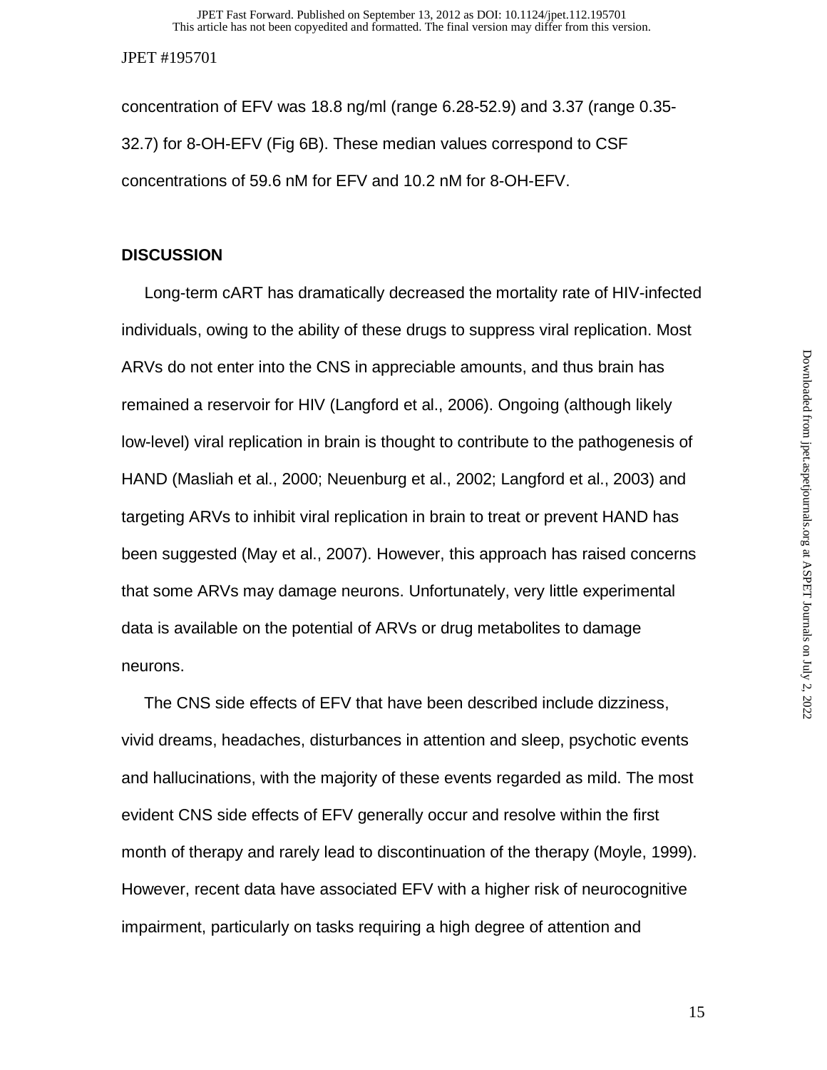concentration of EFV was 18.8 ng/ml (range 6.28-52.9) and 3.37 (range 0.35-32.7) for 8-OH-EFV (Fig 6B). These median values correspond to CSF concentrations of 59.6 nM for EFV and 10.2 nM for 8-OH-EFV.

## DISCUSSION

Long-term cART has dramatically decreased the mortality rate of HIV-infected individuals, owing to the ability of these drugs to suppress viral replication. Most ARVs do not enter into the CNS in appreciable amounts, and thus brain has remained a reservoir for HIV (Langford et al., 2006). Ongoing (although likely low-level) viral replication in brain is thought to contribute to the pathogenesis of HAND (Masliah et al., 2000; Neuenburg et al., 2002; Langford et al., 2003) and targeting ARVs to inhibit viral replication in brain to treat or prevent HAND has been suggested (May et al., 2007). However, this approach has raised concerns that some ARVs may damage neurons. Unfortunately, very little experimental data is available on the potential of ARVs or drug metabolites to damage neurons.

The CNS side effects of EFV that have been described include dizziness, vivid dreams, headaches, disturbances in attention and sleep, psychotic events and hallucinations, with the majority of these events regarded as mild. The most evident CNS side effects of EFV generally occur and resolve within the first month of therapy and rarely lead to discontinuation of the therapy (Moyle, 1999). However, recent data have associated EFV with a higher risk of neurocognitive impairment, particularly on tasks requiring a high degree of attention and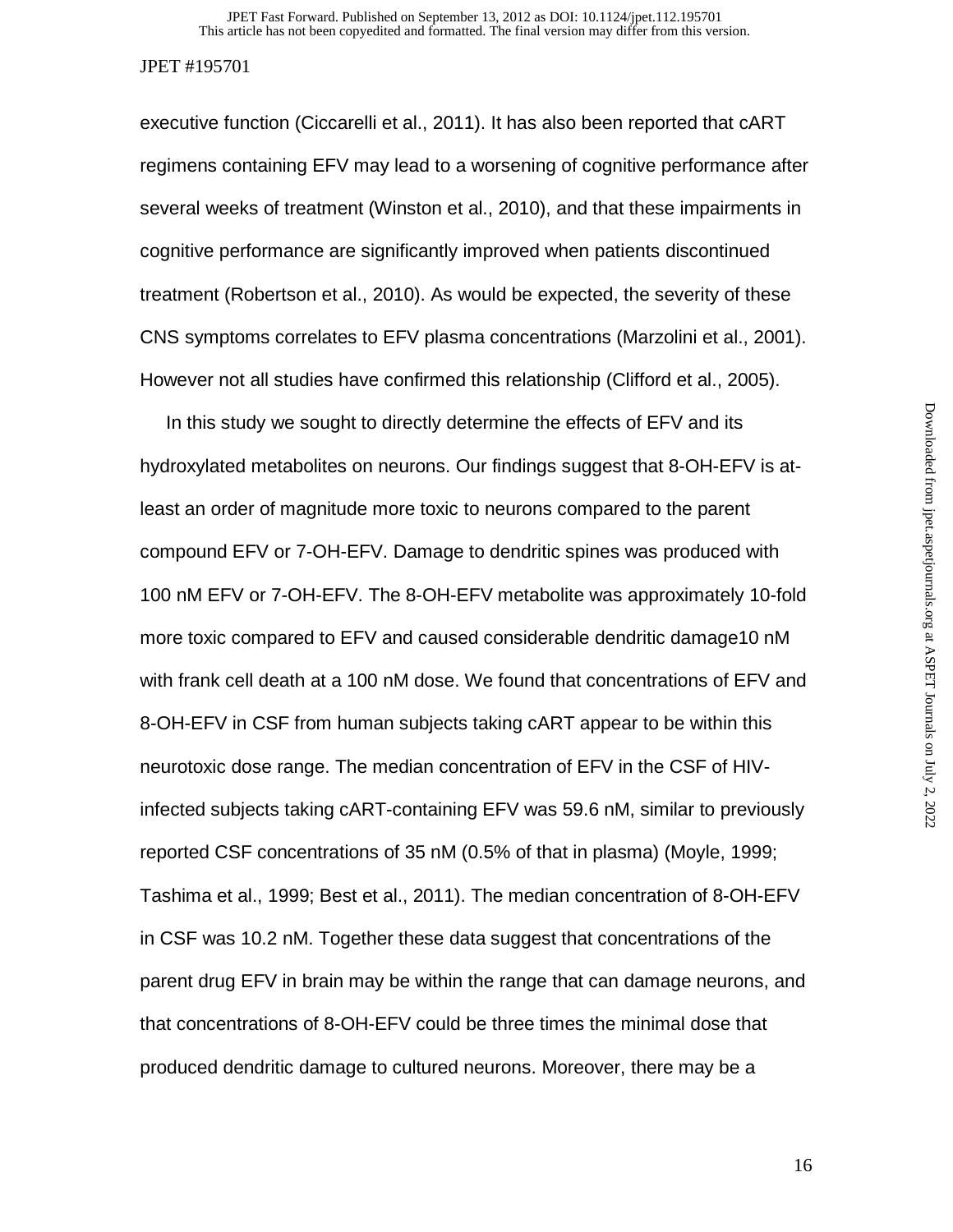executive function (Ciccarelli et al., 2011). It has also been reported that cART regimens containing EFV may lead to a worsening of cognitive performance after several weeks of treatment (Winston et al., 2010), and that these impairments in cognitive performance are significantly improved when patients discontinued treatment (Robertson et al., 2010). As would be expected, the severity of these CNS symptoms correlates to EFV plasma concentrations (Marzolini et al., 2001). However not all studies have confirmed this relationship (Clifford et al., 2005).

In this study we sought to directly determine the effects of EFV and its hydroxylated metabolites on neurons. Our findings suggest that 8-OH-EFV is at-least an order of magnitude more toxic to neurons compared to the parent compound EFV or 7-OH-EFV. Damage to dendritic spines was produced with 100 nM EFV or 7-OH-EFV. The 8-OH-EFV metabolite was approximately 10-fold more toxic compared to EFV and caused considerable dendritic damage10 nM with frank cell death at a 100 nM dose. We found that concentrations of EFV and 8-OH-EFV in CSF from human subjects taking cART appear to be within this neurotoxic dose range. The median concentration of EFV in the CSF of HIV-infected subjects taking cART-containing EFV was 59.6 nM, similar to previously reported CSF concentrations of 35 nM (0.5% of that in plasma) (Moyle, 1999; Tashima et al., 1999; Best et al., 2011). The median concentration of 8-OH-EFV in CSF was 10.2 nM. Together these data suggest that concentrations of the parent drug EFV in brain may be within the range that can damage neurons, and that concentrations of 8-OH-EFV could be three times the minimal dose that produced dendritic damage to cultured neurons. Moreover, there may be a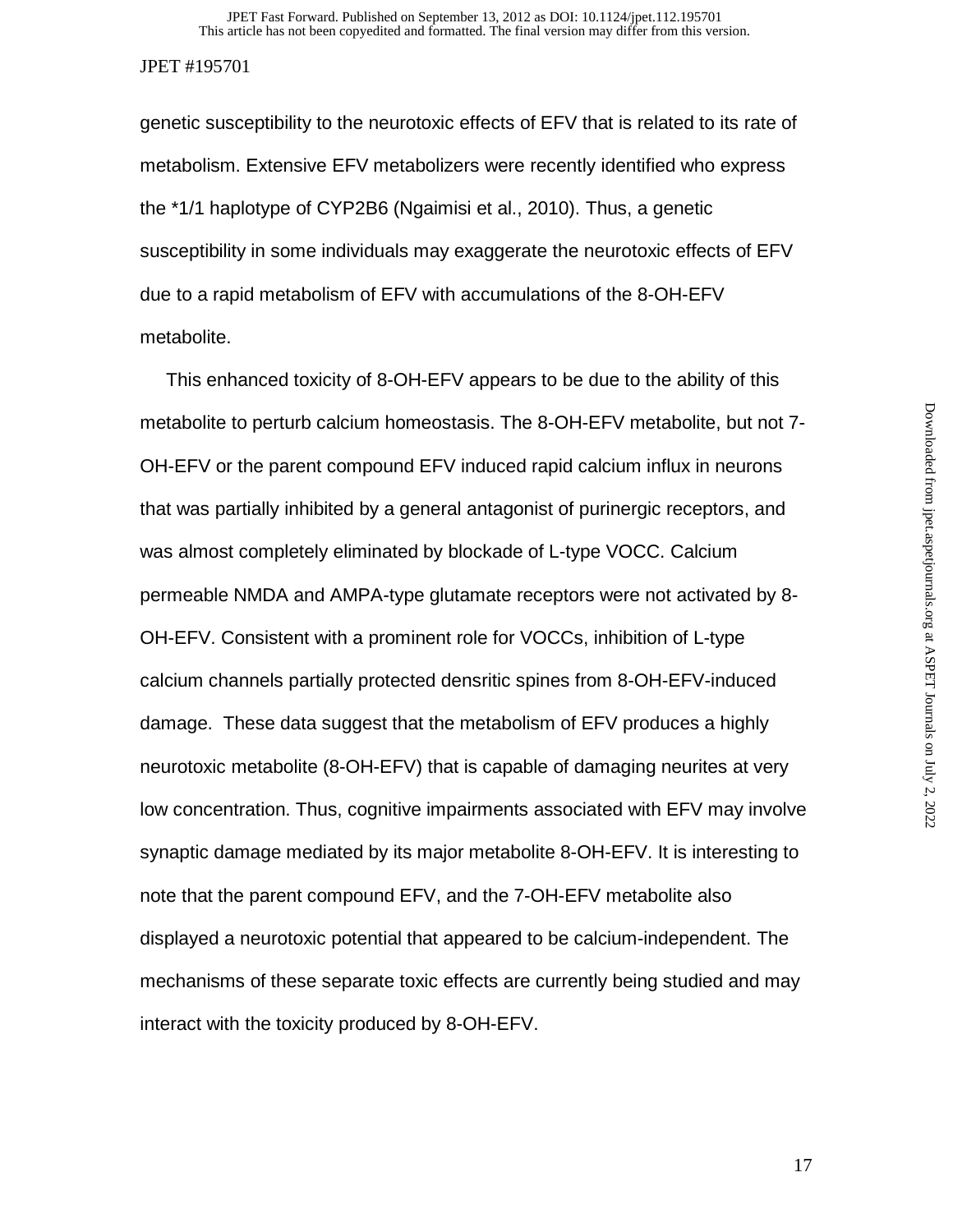genetic susceptibility to the neurotoxic effects of EFV that is related to its rate of metabolism. Extensive EFV metabolizers were recently identified who express the *1/1 haplotype of CYP2B6 (Ngaimisi et al., 2010). Thus, a genetic susceptibility in some individuals may exaggerate the neurotoxic effects of EFV due to a rapid metabolism of EFV with accumulations of the 8-OH-EFV metabolite.

This enhanced toxicity of 8-OH-EFV appears to be due to the ability of this metabolite to perturb calcium homeostasis. The 8-OH-EFV metabolite, but not 7-OH-EFV or the parent compound EFV induced rapid calcium influx in neurons that was partially inhibited by a general antagonist of purinergic receptors, and was almost completely eliminated by blockade of L-type VOCC. Calcium permeable NMDA and AMPA-type glutamate receptors were not activated by 8-OH-EFV. Consistent with a prominent role for VOCCs, inhibition of L-type calcium channels partially protected densritic spines from 8-OH-EFV-induced damage. These data suggest that the metabolism of EFV produces a highly neurotoxic metabolite (8-OH-EFV) that is capable of damaging neurites at very low concentration. Thus, cognitive impairments associated with EFV may involve synaptic damage mediated by its major metabolite 8-OH-EFV. It is interesting to note that the parent compound EFV, and the 7-OH-EFV metabolite also displayed a neurotoxic potential that appeared to be calcium-independent. The mechanisms of these separate toxic effects are currently being studied and may interact with the toxicity produced by 8-OH-EFV.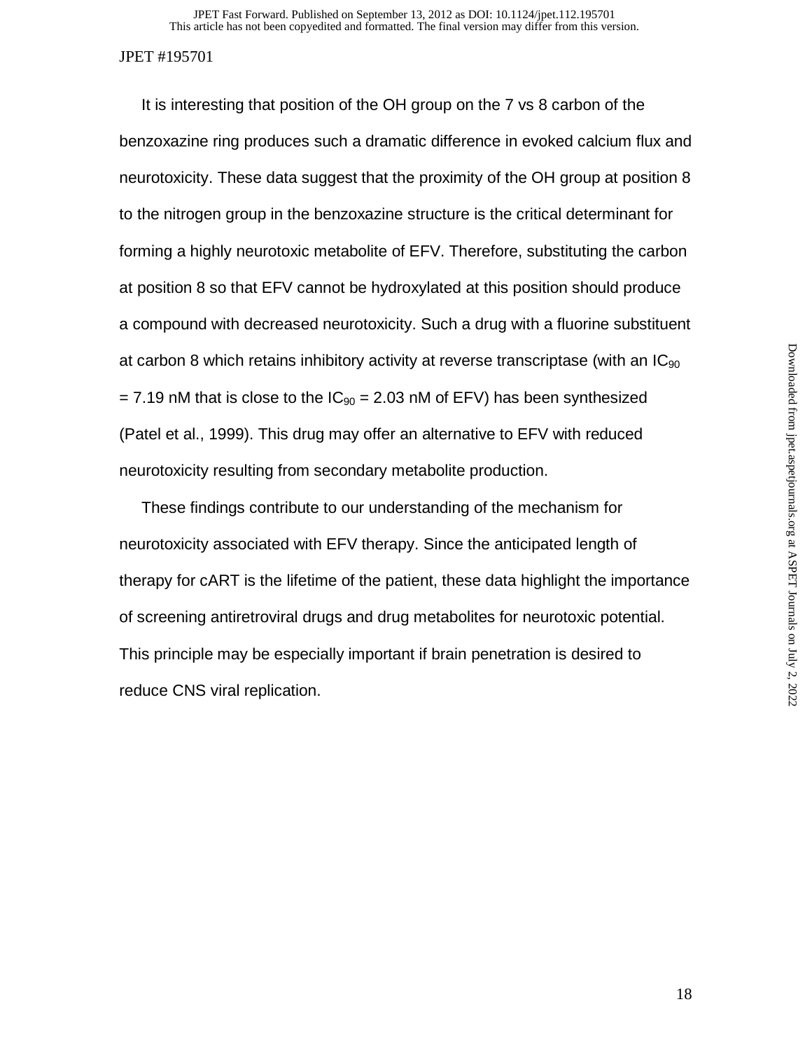It is interesting that position of the OH group on the 7 vs 8 carbon of the benzoxazine ring produces such a dramatic difference in evoked calcium flux and neurotoxicity. These data suggest that the proximity of the OH group at position 8 to the nitrogen group in the benzoxazine structure is the critical determinant for forming a highly neurotoxic metabolite of EFV. Therefore, substituting the carbon at position 8 so that EFV cannot be hydroxylated at this position should produce a compound with decreased neurotoxicity. Such a drug with a fluorine substituent at carbon 8 which retains inhibitory activity at reverse transcriptase (with an $IC_{90}$ = 7.19 nM that is close to the $IC_{90}$ = 2.03 nM of EFV) has been synthesized (Patel et al., 1999). This drug may offer an alternative to EFV with reduced neurotoxicity resulting from secondary metabolite production.

These findings contribute to our understanding of the mechanism for neurotoxicity associated with EFV therapy. Since the anticipated length of therapy for cART is the lifetime of the patient, these data highlight the importance of screening antiretroviral drugs and drug metabolites for neurotoxic potential. This principle may be especially important if brain penetration is desired to reduce CNS viral replication.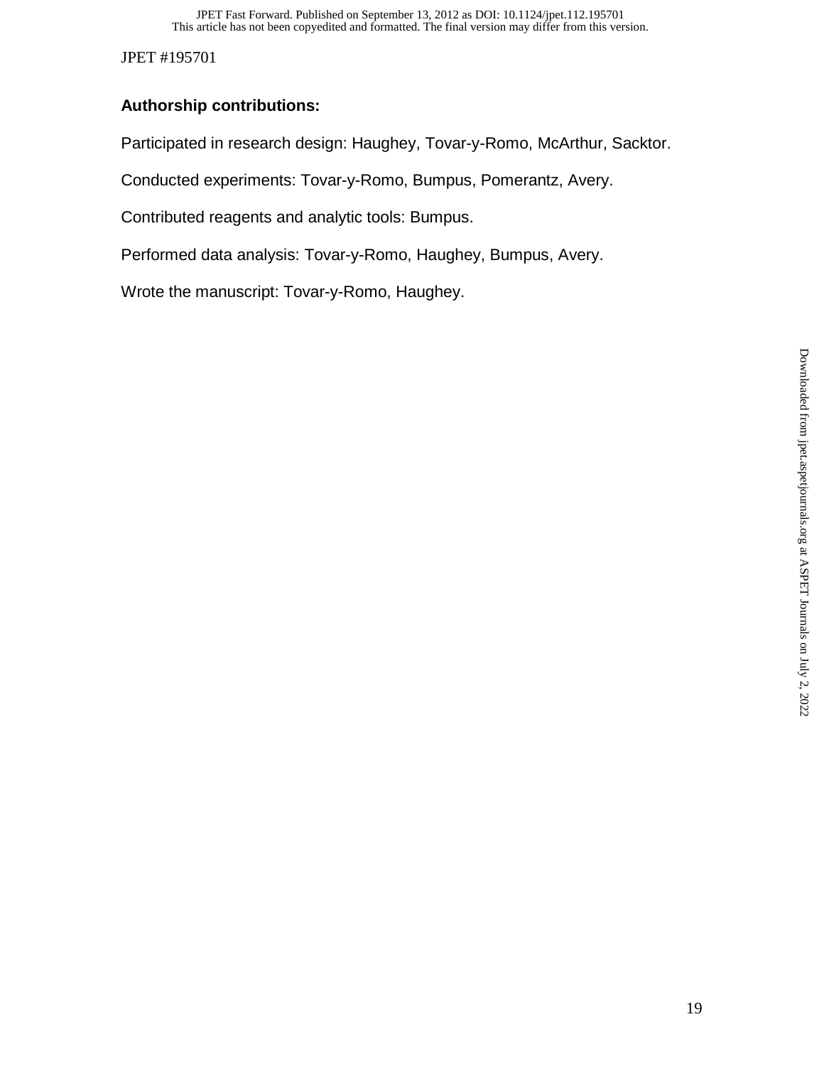**Authorship contributions:**

Participated in research design: Haughey, Tovar-y-Romo, McArthur, Sacktor.

Conducted experiments: Tovar-y-Romo, Bumpus, Pomerantz, Avery.

Contributed reagents and analytic tools: Bumpus.

Performed data analysis: Tovar-y-Romo, Haughey, Bumpus, Avery.

Wrote the manuscript: Tovar-y-Romo, Haughey.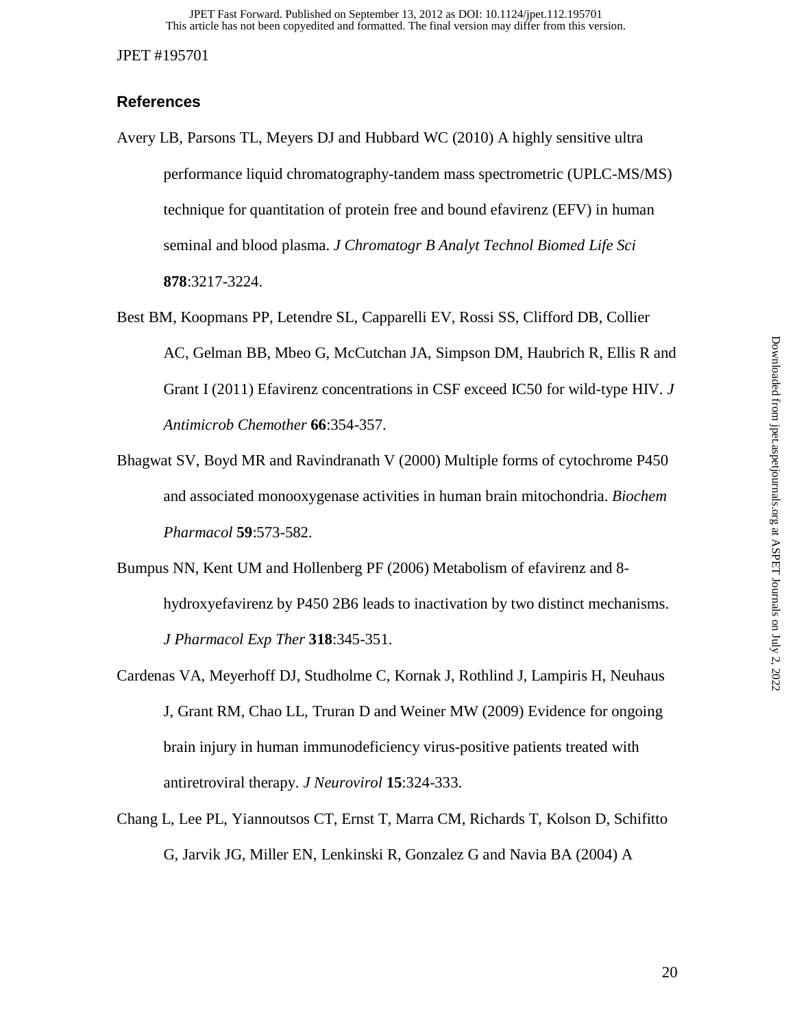## References

Avery LB, Parsons TL, Meyers DJ and Hubbard WC (2010) A highly sensitive ultra performance liquid chromatography-tandem mass spectrometric (UPLC-MS/MS) technique for quantitation of protein free and bound efavirenz (EFV) in human seminal and blood plasma. *J Chromatogr B Analyt Technol Biomed Life Sci* **878**:3217-3224.

Best BM, Koopmans PP, Letendre SL, Capparelli EV, Rossi SS, Clifford DB, Collier AC, Gelman BB, Mbeo G, McCutchan JA, Simpson DM, Haubrich R, Ellis R and Grant I (2011) Efavirenz concentrations in CSF exceed IC50 for wild-type HIV. *J Antimicrob Chemother* **66**:354-357.

Bhagwat SV, Boyd MR and Ravindranath V (2000) Multiple forms of cytochrome P450 and associated monooxygenase activities in human brain mitochondria. *Biochem Pharmacol* **59**:573-582.

Bumpus NN, Kent UM and Hollenberg PF (2006) Metabolism of efavirenz and 8-hydroxyefavirenz by P450 2B6 leads to inactivation by two distinct mechanisms. *J Pharmacol Exp Ther* **318**:345-351.

Cardenas VA, Meyerhoff DJ, Studholme C, Kornak J, Rothlind J, Lampiris H, Neuhaus J, Grant RM, Chao LL, Truran D and Weiner MW (2009) Evidence for ongoing brain injury in human immunodeficiency virus-positive patients treated with antiretroviral therapy. *J Neurovirol* **15**:324-333.

Chang L, Lee PL, Yiannoutsos CT, Ernst T, Marra CM, Richards T, Kolson D, Schifitto G, Jarvik JG, Miller EN, Lenkinski R, Gonzalez G and Navia BA (2004) A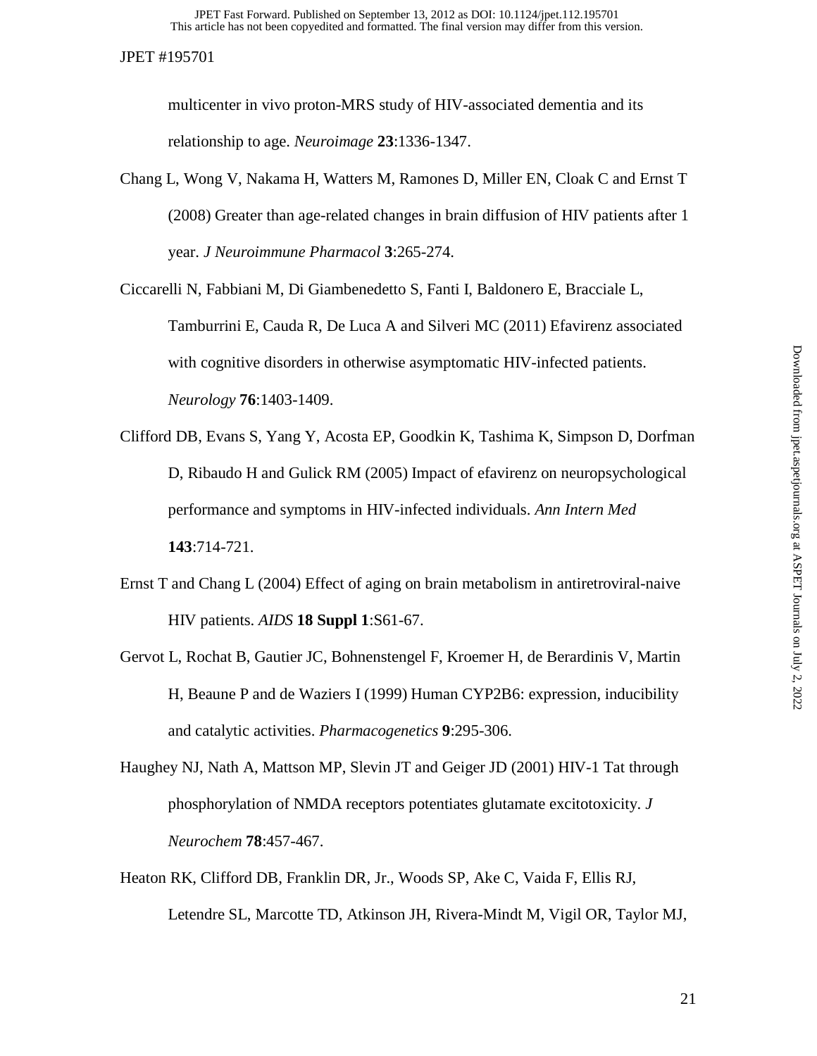multicenter in vivo proton-MRS study of HIV-associated dementia and its relationship to age. *Neuroimage* **23**:1336-1347.

Chang L, Wong V, Nakama H, Watters M, Ramones D, Miller EN, Cloak C and Ernst T (2008) Greater than age-related changes in brain diffusion of HIV patients after 1 year. *J Neuroimmune Pharmacol* **3**:265-274.

Ciccarelli N, Fabbiani M, Di Giambenedetto S, Fanti I, Baldonero E, Bracciale L, Tamburrini E, Cauda R, De Luca A and Silveri MC (2011) Efavirenz associated with cognitive disorders in otherwise asymptomatic HIV-infected patients. *Neurology* **76**:1403-1409.

Clifford DB, Evans S, Yang Y, Acosta EP, Goodkin K, Tashima K, Simpson D, Dorfman D, Ribaudo H and Gulick RM (2005) Impact of efavirenz on neuropsychological performance and symptoms in HIV-infected individuals. *Ann Intern Med* **143**:714-721.

Ernst T and Chang L (2004) Effect of aging on brain metabolism in antiretroviral-naive HIV patients. *AIDS* **18 Suppl 1**:S61-67.

Gervot L, Rochat B, Gautier JC, Bohnenstengel F, Kroemer H, de Berardinis V, Martin H, Beaune P and de Waziers I (1999) Human CYP2B6: expression, inducibility and catalytic activities. *Pharmacogenetics* **9**:295-306.

Haughey NJ, Nath A, Mattson MP, Slevin JT and Geiger JD (2001) HIV-1 Tat through phosphorylation of NMDA receptors potentiates glutamate excitotoxicity. *J Neurochem* **78**:457-467.

Heaton RK, Clifford DB, Franklin DR, Jr., Woods SP, Ake C, Vaida F, Ellis RJ, Letendre SL, Marcotte TD, Atkinson JH, Rivera-Mindt M, Vigil OR, Taylor MJ,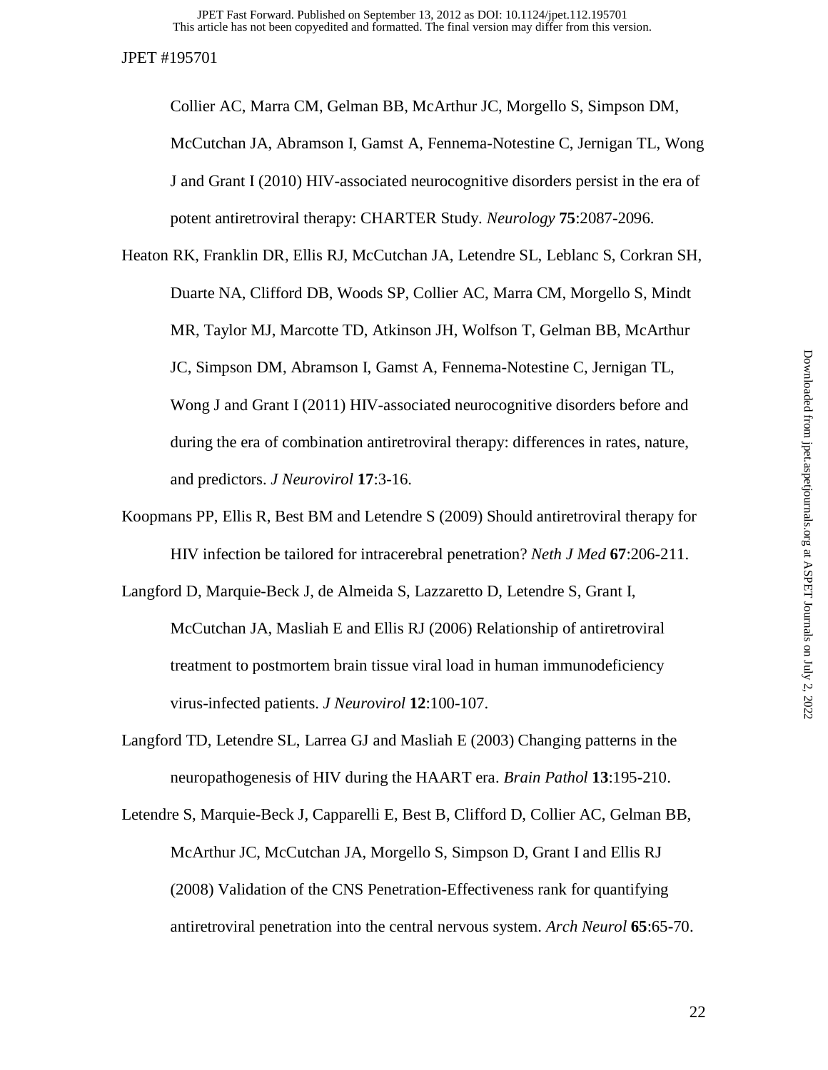Collier AC, Marra CM, Gelman BB, McArthur JC, Morgello S, Simpson DM, McCutchan JA, Abramson I, Gamst A, Fennema-Notestine C, Jernigan TL, Wong J and Grant I (2010) HIV-associated neurocognitive disorders persist in the era of potent antiretroviral therapy: CHARTER Study. *Neurology* **75**:2087-2096.

Heaton RK, Franklin DR, Ellis RJ, McCutchan JA, Letendre SL, Leblanc S, Corkran SH, Duarte NA, Clifford DB, Woods SP, Collier AC, Marra CM, Morgello S, Mindt MR, Taylor MJ, Marcotte TD, Atkinson JH, Wolfson T, Gelman BB, McArthur JC, Simpson DM, Abramson I, Gamst A, Fennema-Notestine C, Jernigan TL, Wong J and Grant I (2011) HIV-associated neurocognitive disorders before and during the era of combination antiretroviral therapy: differences in rates, nature, and predictors. *J Neurovirol* **17**:3-16.

Koopmans PP, Ellis R, Best BM and Letendre S (2009) Should antiretroviral therapy for HIV infection be tailored for intracerebral penetration? *Neth J Med* **67**:206-211.

Langford D, Marquie-Beck J, de Almeida S, Lazzaretto D, Letendre S, Grant I, McCutchan JA, Masliah E and Ellis RJ (2006) Relationship of antiretroviral treatment to postmortem brain tissue viral load in human immunodeficiency virus-infected patients. *J Neurovirol* **12**:100-107.

Langford TD, Letendre SL, Larrea GJ and Masliah E (2003) Changing patterns in the neuropathogenesis of HIV during the HAART era. *Brain Pathol* **13**:195-210.

Letendre S, Marquie-Beck J, Capparelli E, Best B, Clifford D, Collier AC, Gelman BB, McArthur JC, McCutchan JA, Morgello S, Simpson D, Grant I and Ellis RJ (2008) Validation of the CNS Penetration-Effectiveness rank for quantifying antiretroviral penetration into the central nervous system. *Arch Neurol* **65**:65-70.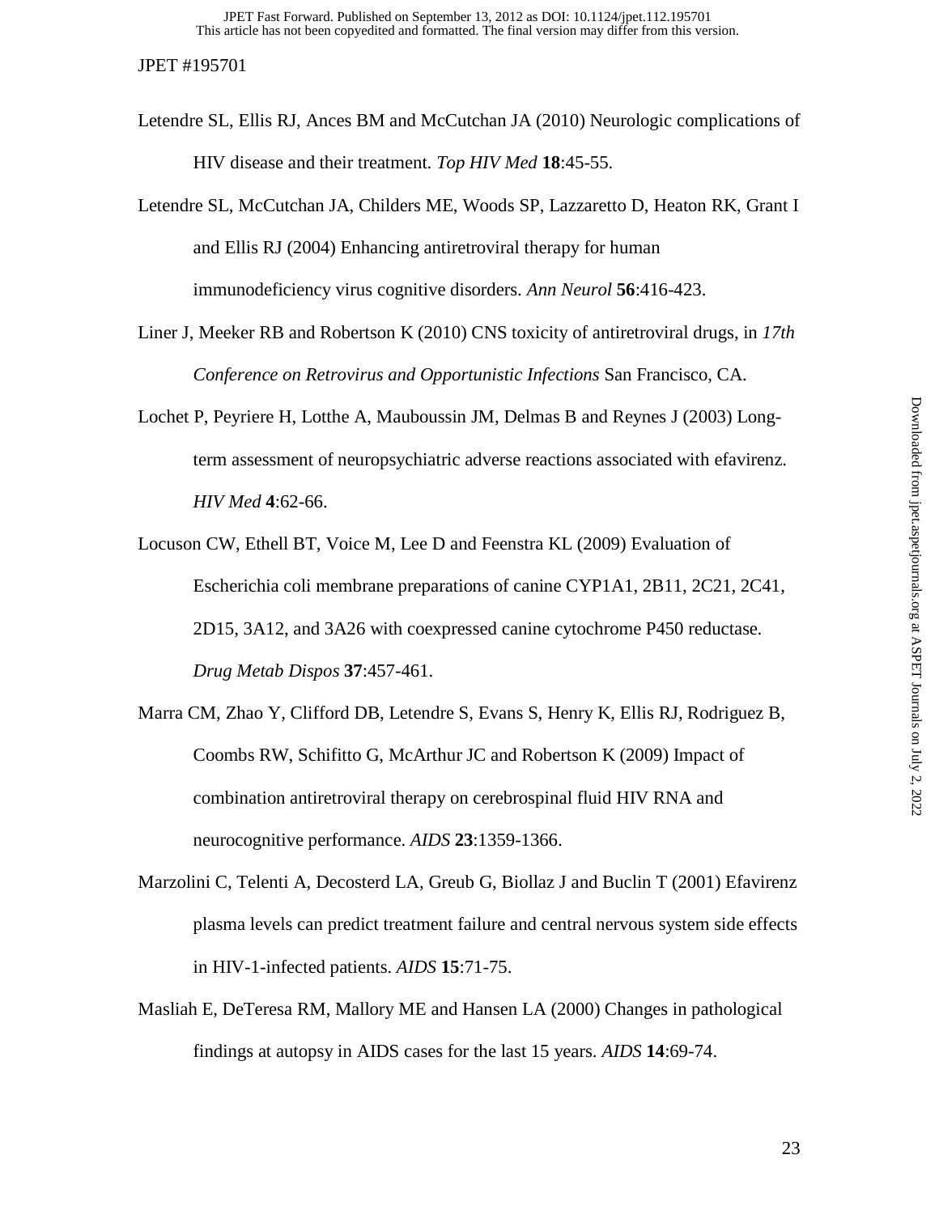Letendre SL, Ellis RJ, Ances BM and McCutchan JA (2010) Neurologic complications of HIV disease and their treatment. *Top HIV Med* **18**:45-55.

Letendre SL, McCutchan JA, Childers ME, Woods SP, Lazzaretto D, Heaton RK, Grant I and Ellis RJ (2004) Enhancing antiretroviral therapy for human immunodeficiency virus cognitive disorders. *Ann Neurol* **56**:416-423.

Liner J, Meeker RB and Robertson K (2010) CNS toxicity of antiretroviral drugs, in *17th Conference on Retrovirus and Opportunistic Infections* San Francisco, CA.

Lochet P, Peyriere H, Lotthe A, Mauboussin JM, Delmas B and Reynes J (2003) Long-term assessment of neuropsychiatric adverse reactions associated with efavirenz. *HIV Med* **4**:62-66.

Locuson CW, Ethell BT, Voice M, Lee D and Feenstra KL (2009) Evaluation of Escherichia coli membrane preparations of canine CYP1A1, 2B11, 2C21, 2C41, 2D15, 3A12, and 3A26 with coexpressed canine cytochrome P450 reductase. *Drug Metab Dispos* **37**:457-461.

Marra CM, Zhao Y, Clifford DB, Letendre S, Evans S, Henry K, Ellis RJ, Rodriguez B, Coombs RW, Schifitto G, McArthur JC and Robertson K (2009) Impact of combination antiretroviral therapy on cerebrospinal fluid HIV RNA and neurocognitive performance. *AIDS* **23**:1359-1366.

Marzolini C, Telenti A, Decosterd LA, Greub G, Biollaz J and Buclin T (2001) Efavirenz plasma levels can predict treatment failure and central nervous system side effects in HIV-1-infected patients. *AIDS* **15**:71-75.

Masliah E, DeTeresa RM, Mallory ME and Hansen LA (2000) Changes in pathological findings at autopsy in AIDS cases for the last 15 years. *AIDS* **14**:69-74.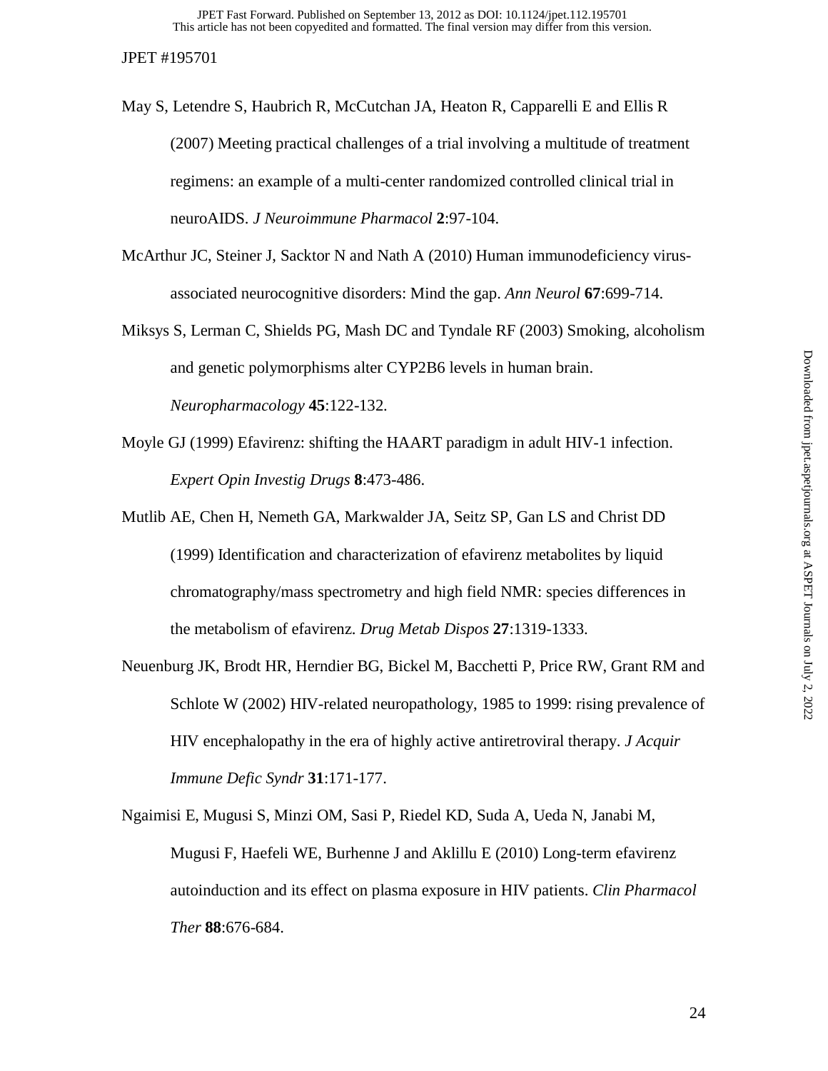May S, Letendre S, Haubrich R, McCutchan JA, Heaton R, Capparelli E and Ellis R (2007) Meeting practical challenges of a trial involving a multitude of treatment regimens: an example of a multi-center randomized controlled clinical trial in neuroAIDS. *J Neuroimmune Pharmacol* **2**:97-104.

McArthur JC, Steiner J, Sacktor N and Nath A (2010) Human immunodeficiency virus-associated neurocognitive disorders: Mind the gap. *Ann Neurol* **67**:699-714.

Miksys S, Lerman C, Shields PG, Mash DC and Tyndale RF (2003) Smoking, alcoholism and genetic polymorphisms alter CYP2B6 levels in human brain. *Neuropharmacology* **45**:122-132.

Moyle GJ (1999) Efavirenz: shifting the HAART paradigm in adult HIV-1 infection. *Expert Opin Investig Drugs* **8**:473-486.

Mutlib AE, Chen H, Nemeth GA, Markwalder JA, Seitz SP, Gan LS and Christ DD (1999) Identification and characterization of efavirenz metabolites by liquid chromatography/mass spectrometry and high field NMR: species differences in the metabolism of efavirenz. *Drug Metab Dispos* **27**:1319-1333.

Neuenburg JK, Brodt HR, Herndier BG, Bickel M, Bacchetti P, Price RW, Grant RM and Schlote W (2002) HIV-related neuropathology, 1985 to 1999: rising prevalence of HIV encephalopathy in the era of highly active antiretroviral therapy. *J Acquir Immune Defic Syndr* **31**:171-177.

Ngaimisi E, Mugusi S, Minzi OM, Sasi P, Riedel KD, Suda A, Ueda N, Janabi M, Mugusi F, Haefeli WE, Burhenne J and Aklillu E (2010) Long-term efavirenz autoinduction and its effect on plasma exposure in HIV patients. *Clin Pharmacol Ther* **88**:676-684.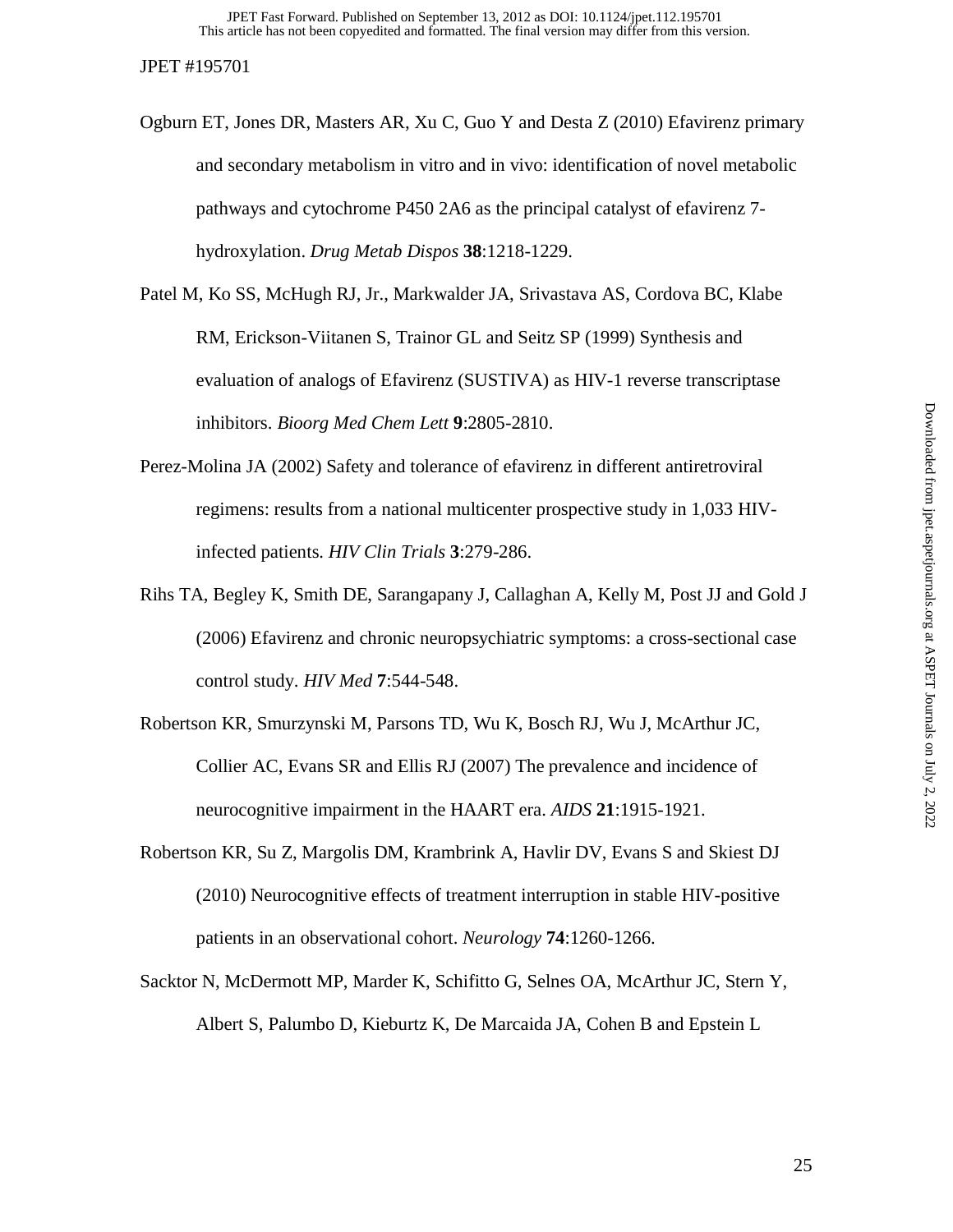Ogburn ET, Jones DR, Masters AR, Xu C, Guo Y and Desta Z (2010) Efavirenz primary and secondary metabolism in vitro and in vivo: identification of novel metabolic pathways and cytochrome P450 2A6 as the principal catalyst of efavirenz 7-hydroxylation. *Drug Metab Dispos* **38**:1218-1229.

Patel M, Ko SS, McHugh RJ, Jr., Markwalder JA, Srivastava AS, Cordova BC, Klabe RM, Erickson-Viitanen S, Trainor GL and Seitz SP (1999) Synthesis and evaluation of analogs of Efavirenz (SUSTIVA) as HIV-1 reverse transcriptase inhibitors. *Bioorg Med Chem Lett* **9**:2805-2810.

Perez-Molina JA (2002) Safety and tolerance of efavirenz in different antiretroviral regimens: results from a national multicenter prospective study in 1,033 HIV-infected patients. *HIV Clin Trials* **3**:279-286.

Rihs TA, Begley K, Smith DE, Sarangapany J, Callaghan A, Kelly M, Post JJ and Gold J (2006) Efavirenz and chronic neuropsychiatric symptoms: a cross-sectional case control study. *HIV Med* **7**:544-548.

Robertson KR, Smurzynski M, Parsons TD, Wu K, Bosch RJ, Wu J, McArthur JC, Collier AC, Evans SR and Ellis RJ (2007) The prevalence and incidence of neurocognitive impairment in the HAART era. *AIDS* **21**:1915-1921.

Robertson KR, Su Z, Margolis DM, Krambrink A, Havlir DV, Evans S and Skiest DJ (2010) Neurocognitive effects of treatment interruption in stable HIV-positive patients in an observational cohort. *Neurology* **74**:1260-1266.

Sacktor N, McDermott MP, Marder K, Schifitto G, Selnes OA, McArthur JC, Stern Y, Albert S, Palumbo D, Kieburtz K, De Marcaida JA, Cohen B and Epstein L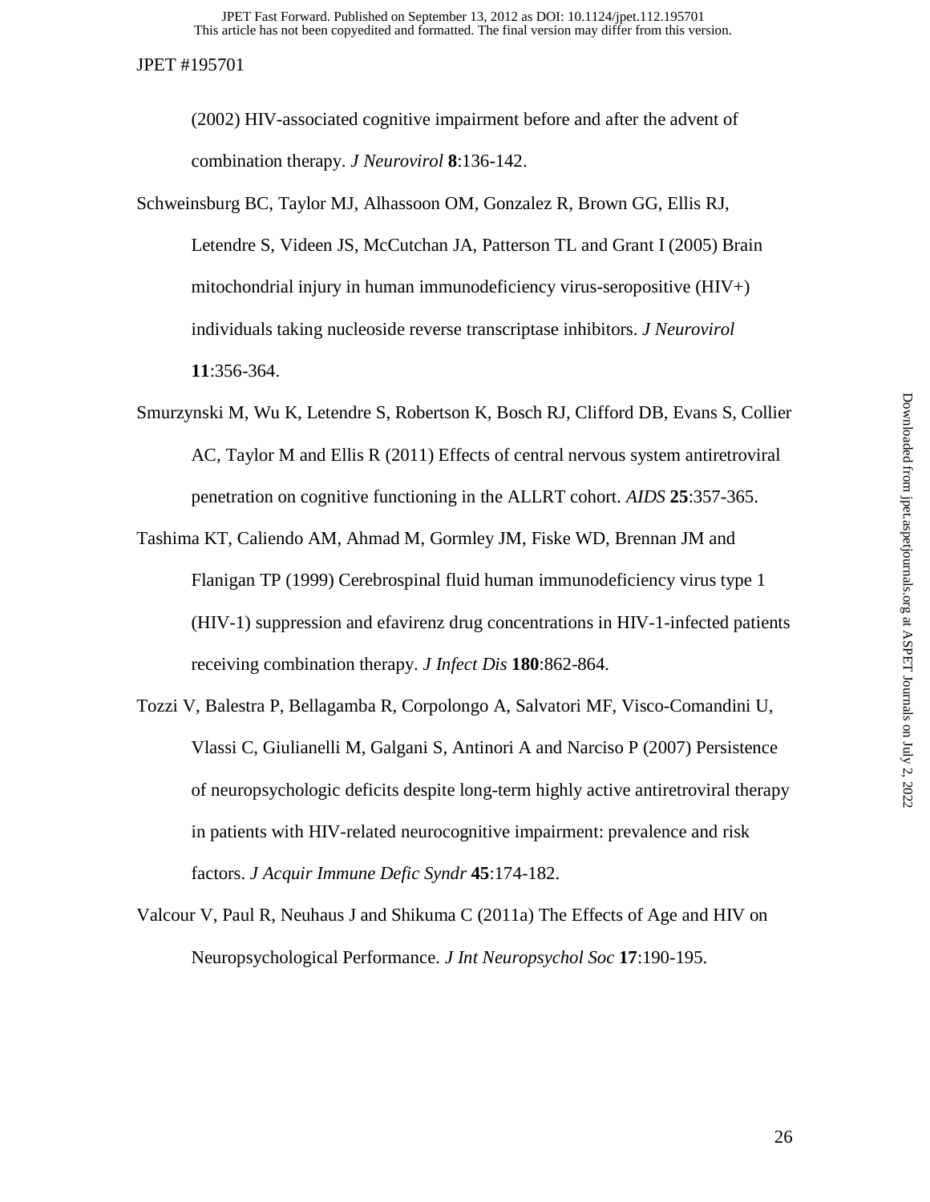(2002) HIV-associated cognitive impairment before and after the advent of combination therapy. *J Neurovirol* **8**:136-142.

Schweinsburg BC, Taylor MJ, Alhassoon OM, Gonzalez R, Brown GG, Ellis RJ, Letendre S, Videen JS, McCutchan JA, Patterson TL and Grant I (2005) Brain mitochondrial injury in human immunodeficiency virus-seropositive (HIV+) individuals taking nucleoside reverse transcriptase inhibitors. *J Neurovirol* **11**:356-364.

Smurzynski M, Wu K, Letendre S, Robertson K, Bosch RJ, Clifford DB, Evans S, Collier AC, Taylor M and Ellis R (2011) Effects of central nervous system antiretroviral penetration on cognitive functioning in the ALLRT cohort. *AIDS* **25**:357-365.

Tashima KT, Caliendo AM, Ahmad M, Gormley JM, Fiske WD, Brennan JM and Flanigan TP (1999) Cerebrospinal fluid human immunodeficiency virus type 1 (HIV-1) suppression and efavirenz drug concentrations in HIV-1-infected patients receiving combination therapy. *J Infect Dis* **180**:862-864.

Tozzi V, Balestra P, Bellagamba R, Corpolongo A, Salvatori MF, Visco-Comandini U, Vlassi C, Giulianelli M, Galgani S, Antinori A and Narciso P (2007) Persistence of neuropsychologic deficits despite long-term highly active antiretroviral therapy in patients with HIV-related neurocognitive impairment: prevalence and risk factors. *J Acquir Immune Defic Syndr* **45**:174-182.

Valcour V, Paul R, Neuhaus J and Shikuma C (2011a) The Effects of Age and HIV on Neuropsychological Performance. *J Int Neuropsychol Soc* **17**:190-195.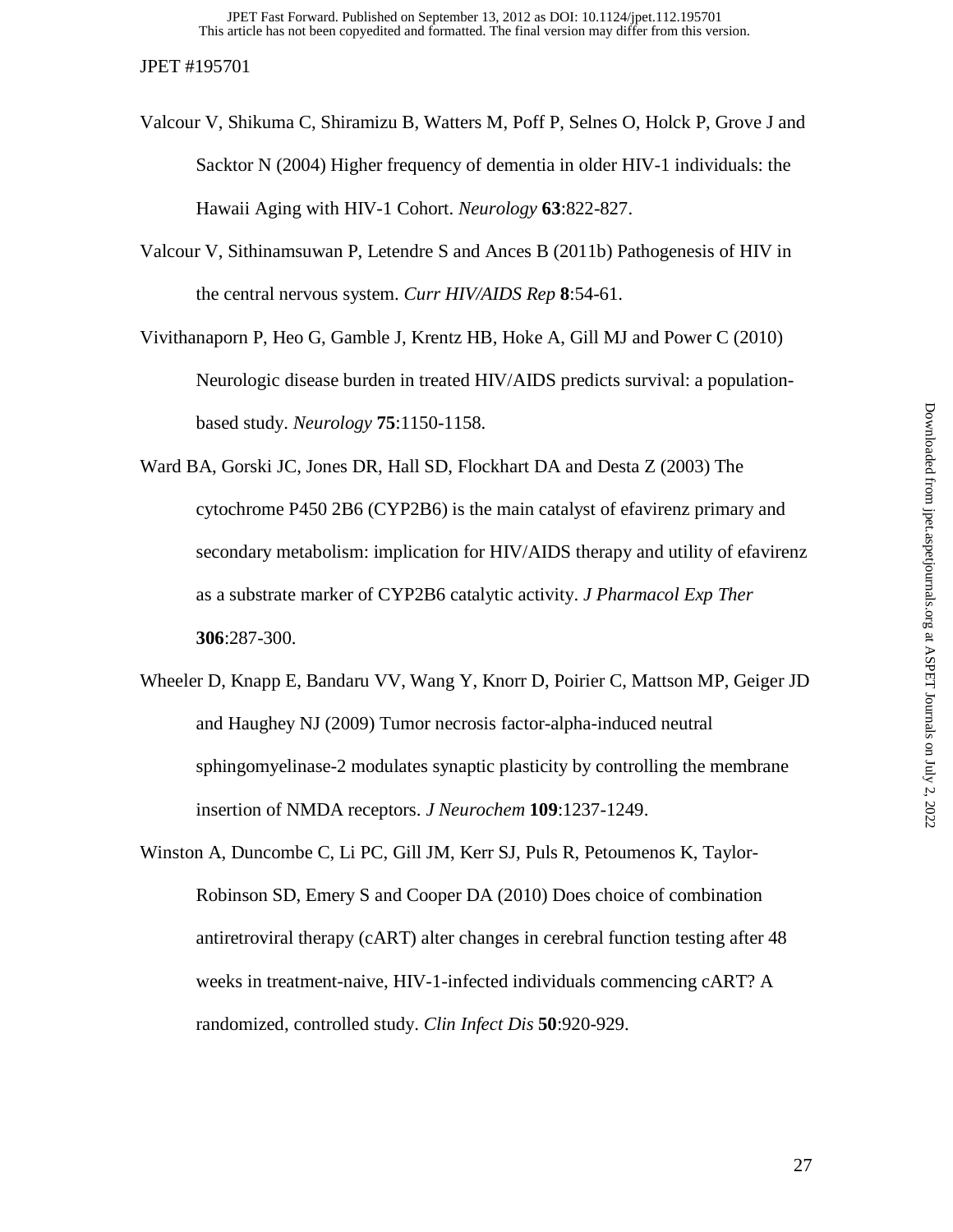Valcour V, Shikuma C, Shiramizu B, Watters M, Poff P, Selnes O, Holck P, Grove J and Sacktor N (2004) Higher frequency of dementia in older HIV-1 individuals: the Hawaii Aging with HIV-1 Cohort. *Neurology* **63**:822-827.

Valcour V, Sithinamsuwan P, Letendre S and Ances B (2011b) Pathogenesis of HIV in the central nervous system. *Curr HIV/AIDS Rep* **8**:54-61.

Vivithanaporn P, Heo G, Gamble J, Krentz HB, Hoke A, Gill MJ and Power C (2010) Neurologic disease burden in treated HIV/AIDS predicts survival: a population-based study. *Neurology* **75**:1150-1158.

Ward BA, Gorski JC, Jones DR, Hall SD, Flockhart DA and Desta Z (2003) The cytochrome P450 2B6 (CYP2B6) is the main catalyst of efavirenz primary and secondary metabolism: implication for HIV/AIDS therapy and utility of efavirenz as a substrate marker of CYP2B6 catalytic activity. *J Pharmacol Exp Ther* **306**:287-300.

Wheeler D, Knapp E, Bandaru VV, Wang Y, Knorr D, Poirier C, Mattson MP, Geiger JD and Haughey NJ (2009) Tumor necrosis factor-alpha-induced neutral sphingomyelinase-2 modulates synaptic plasticity by controlling the membrane insertion of NMDA receptors. *J Neurochem* **109**:1237-1249.

Winston A, Duncombe C, Li PC, Gill JM, Kerr SJ, Puls R, Petoumenos K, Taylor-Robinson SD, Emery S and Cooper DA (2010) Does choice of combination antiretroviral therapy (cART) alter changes in cerebral function testing after 48 weeks in treatment-naive, HIV-1-infected individuals commencing cART? A randomized, controlled study. *Clin Infect Dis* **50**:920-929.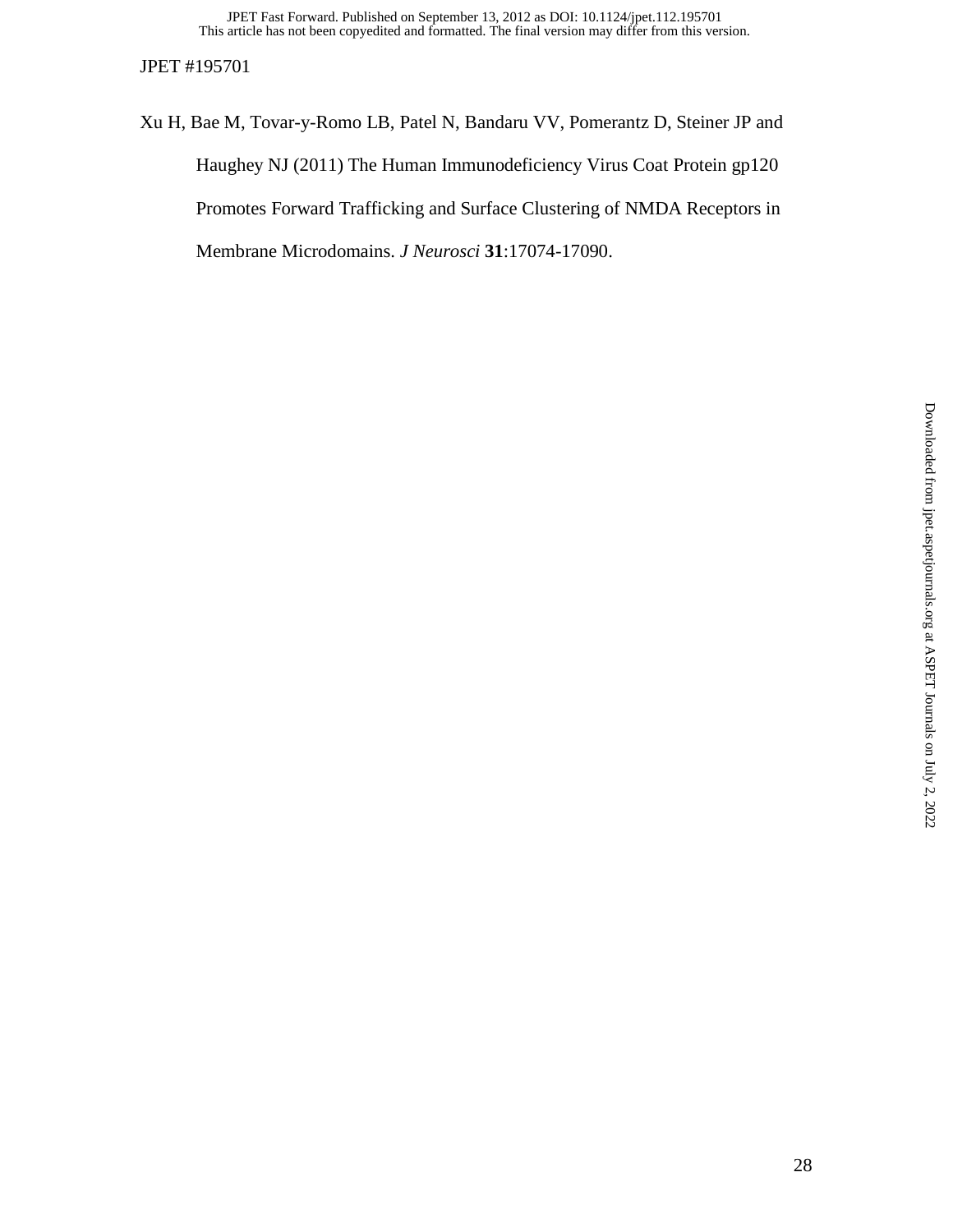Xu H, Bae M, Tovar-y-Romo LB, Patel N, Bandaru VV, Pomerantz D, Steiner JP and Haughey NJ (2011) The Human Immunodeficiency Virus Coat Protein gp120 Promotes Forward Trafficking and Surface Clustering of NMDA Receptors in Membrane Microdomains. *J Neurosci* **31**:17074-17090.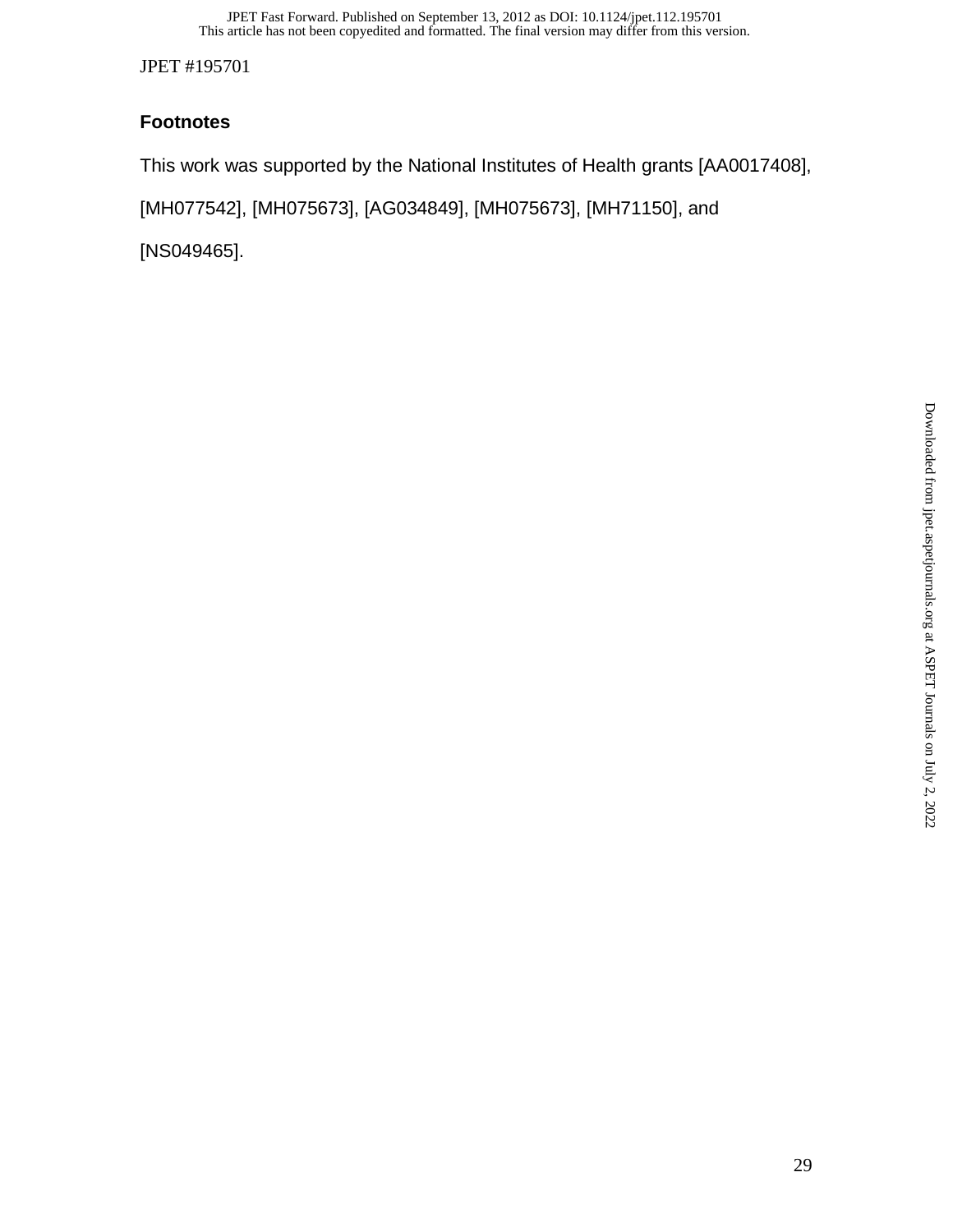## Footnotes

This work was supported by the National Institutes of Health grants [AA0017408], [MH077542], [MH075673], [AG034849], [MH075673], [MH71150], and [NS049465].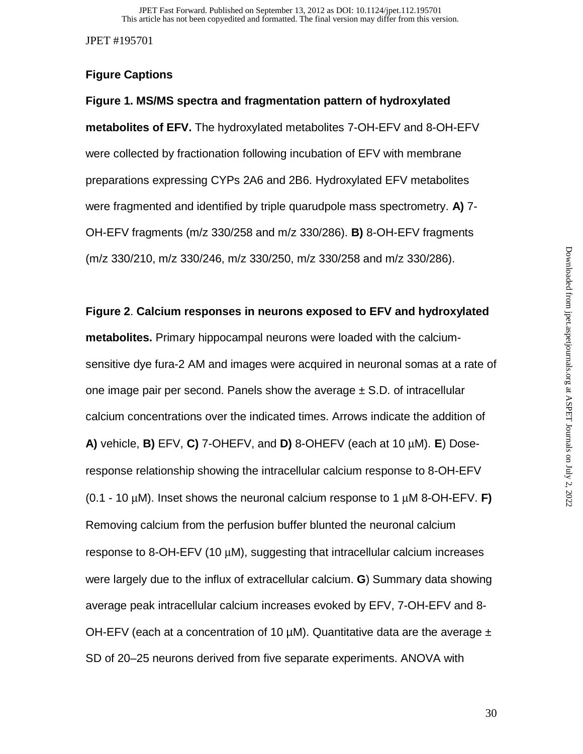**Figure Captions**

**Figure 1. MS/MS spectra and fragmentation pattern of hydroxylated metabolites of EFV.** The hydroxylated metabolites 7-OH-EFV and 8-OH-EFV were collected by fractionation following incubation of EFV with membrane preparations expressing CYPs 2A6 and 2B6. Hydroxylated EFV metabolites were fragmented and identified by triple quarudpole mass spectrometry. **A)** 7-OH-EFV fragments (m/z 330/258 and m/z 330/286). **B)** 8-OH-EFV fragments (m/z 330/210, m/z 330/246, m/z 330/250, m/z 330/258 and m/z 330/286).

**Figure 2**. **Calcium responses in neurons exposed to EFV and hydroxylated metabolites.** Primary hippocampal neurons were loaded with the calcium-sensitive dye fura-2 AM and images were acquired in neuronal somas at a rate of one image pair per second. Panels show the average ± S.D. of intracellular calcium concentrations over the indicated times. Arrows indicate the addition of **A)** vehicle, **B)** EFV, **C)** 7-OHEFV, and **D)** 8-OHEFV (each at 10 μM). **E**) Dose-response relationship showing the intracellular calcium response to 8-OH-EFV (0.1 - 10 μM). Inset shows the neuronal calcium response to 1 μM 8-OH-EFV. **F)** Removing calcium from the perfusion buffer blunted the neuronal calcium response to 8-OH-EFV (10 μM), suggesting that intracellular calcium increases were largely due to the influx of extracellular calcium. **G**) Summary data showing average peak intracellular calcium increases evoked by EFV, 7-OH-EFV and 8-OH-EFV (each at a concentration of 10 μM). Quantitative data are the average ± SD of 20–25 neurons derived from five separate experiments. ANOVA with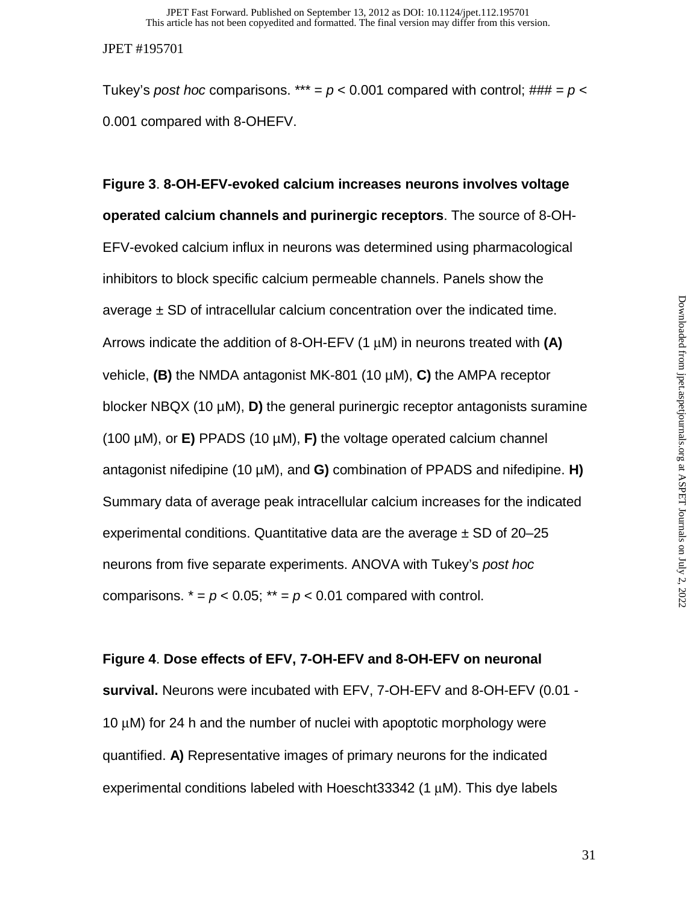Tukey's *post hoc* comparisons. *** = $p < 0.001$ compared with control; ### = $p < 0.001$ compared with 8-OHEFV.

**Figure 3**. **8-OH-EFV-evoked calcium increases neurons involves voltage operated calcium channels and purinergic receptors**. The source of 8-OH-EFV-evoked calcium influx in neurons was determined using pharmacological inhibitors to block specific calcium permeable channels. Panels show the average ± SD of intracellular calcium concentration over the indicated time. Arrows indicate the addition of 8-OH-EFV (1 μM) in neurons treated with **(A)** vehicle, **(B)** the NMDA antagonist MK-801 (10 μM), **C)** the AMPA receptor blocker NBQX (10 μM), **D)** the general purinergic receptor antagonists suramine (100 μM), or **E)** PPADS (10 μM), **F)** the voltage operated calcium channel antagonist nifedipine (10 μM), and **G)** combination of PPADS and nifedipine. **H)** Summary data of average peak intracellular calcium increases for the indicated experimental conditions. Quantitative data are the average ± SD of 20–25 neurons from five separate experiments. ANOVA with Tukey's *post hoc* comparisons. * = $p < 0.05$; ** = $p < 0.01$ compared with control.

**Figure 4**. **Dose effects of EFV, 7-OH-EFV and 8-OH-EFV on neuronal survival.** Neurons were incubated with EFV, 7-OH-EFV and 8-OH-EFV (0.01 - 10 μM) for 24 h and the number of nuclei with apoptotic morphology were quantified. **A)** Representative images of primary neurons for the indicated experimental conditions labeled with Hoescht33342 (1 μM). This dye labels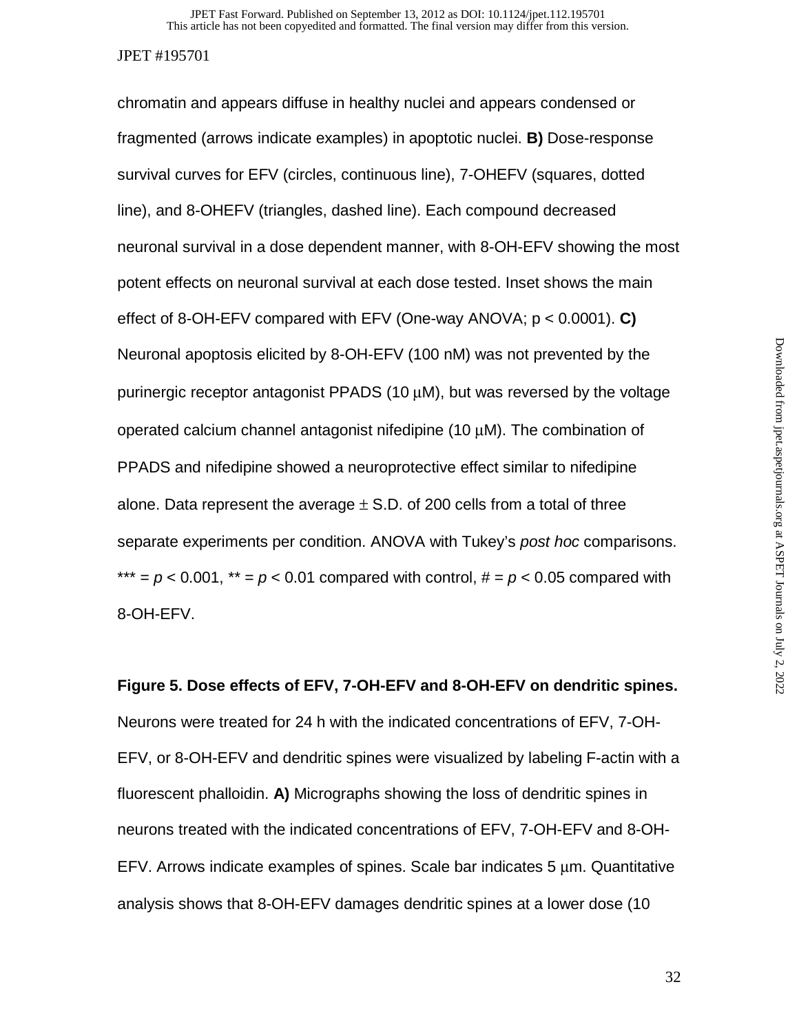chromatin and appears diffuse in healthy nuclei and appears condensed or fragmented (arrows indicate examples) in apoptotic nuclei. **B)** Dose-response survival curves for EFV (circles, continuous line), 7-OHEFV (squares, dotted line), and 8-OHEFV (triangles, dashed line). Each compound decreased neuronal survival in a dose dependent manner, with 8-OH-EFV showing the most potent effects on neuronal survival at each dose tested. Inset shows the main effect of 8-OH-EFV compared with EFV (One-way ANOVA; $p < 0.0001$). **C)** Neuronal apoptosis elicited by 8-OH-EFV (100 nM) was not prevented by the purinergic receptor antagonist PPADS (10 $\mu$M), but was reversed by the voltage operated calcium channel antagonist nifedipine (10 $\mu$M). The combination of PPADS and nifedipine showed a neuroprotective effect similar to nifedipine alone. Data represent the average $\pm$ S.D. of 200 cells from a total of three separate experiments per condition. ANOVA with Tukey's *post hoc* comparisons. *** = $p < 0.001$, ** = $p < 0.01$ compared with control, # = $p < 0.05$ compared with 8-OH-EFV.

**Figure 5. Dose effects of EFV, 7-OH-EFV and 8-OH-EFV on dendritic spines.** Neurons were treated for 24 h with the indicated concentrations of EFV, 7-OH-EFV, or 8-OH-EFV and dendritic spines were visualized by labeling F-actin with a fluorescent phalloidin. **A)** Micrographs showing the loss of dendritic spines in neurons treated with the indicated concentrations of EFV, 7-OH-EFV and 8-OH-EFV. Arrows indicate examples of spines. Scale bar indicates 5 $\mu$m. Quantitative analysis shows that 8-OH-EFV damages dendritic spines at a lower dose (10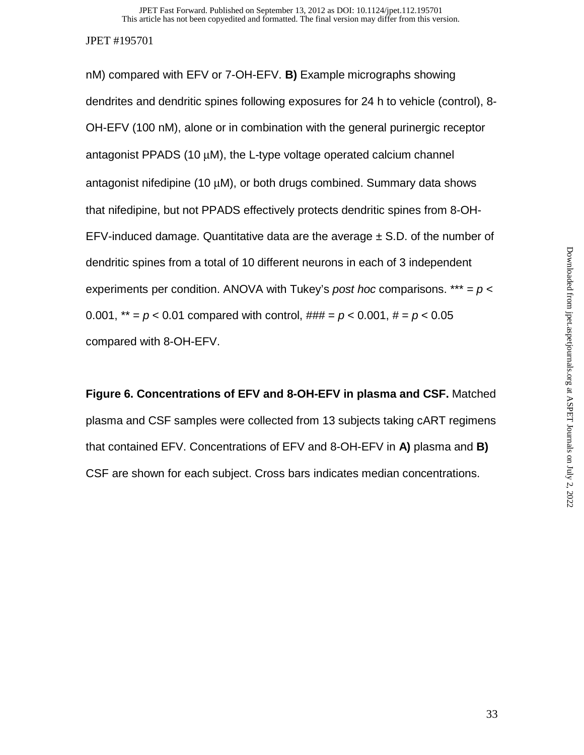nM) compared with EFV or 7-OH-EFV. **B)** Example micrographs showing dendrites and dendritic spines following exposures for 24 h to vehicle (control), 8-OH-EFV (100 nM), alone or in combination with the general purinergic receptor antagonist PPADS (10 μM), the L-type voltage operated calcium channel antagonist nifedipine (10 μM), or both drugs combined. Summary data shows that nifedipine, but not PPADS effectively protects dendritic spines from 8-OH-EFV-induced damage. Quantitative data are the average ± S.D. of the number of dendritic spines from a total of 10 different neurons in each of 3 independent experiments per condition. ANOVA with Tukey's *post hoc* comparisons. *** = $p < 0.001$, ** = $p < 0.01$ compared with control, ### = $p < 0.001$, # = $p < 0.05$ compared with 8-OH-EFV.

**Figure 6. Concentrations of EFV and 8-OH-EFV in plasma and CSF.** Matched plasma and CSF samples were collected from 13 subjects taking cART regimens that contained EFV. Concentrations of EFV and 8-OH-EFV in **A)** plasma and **B)** CSF are shown for each subject. Cross bars indicates median concentrations.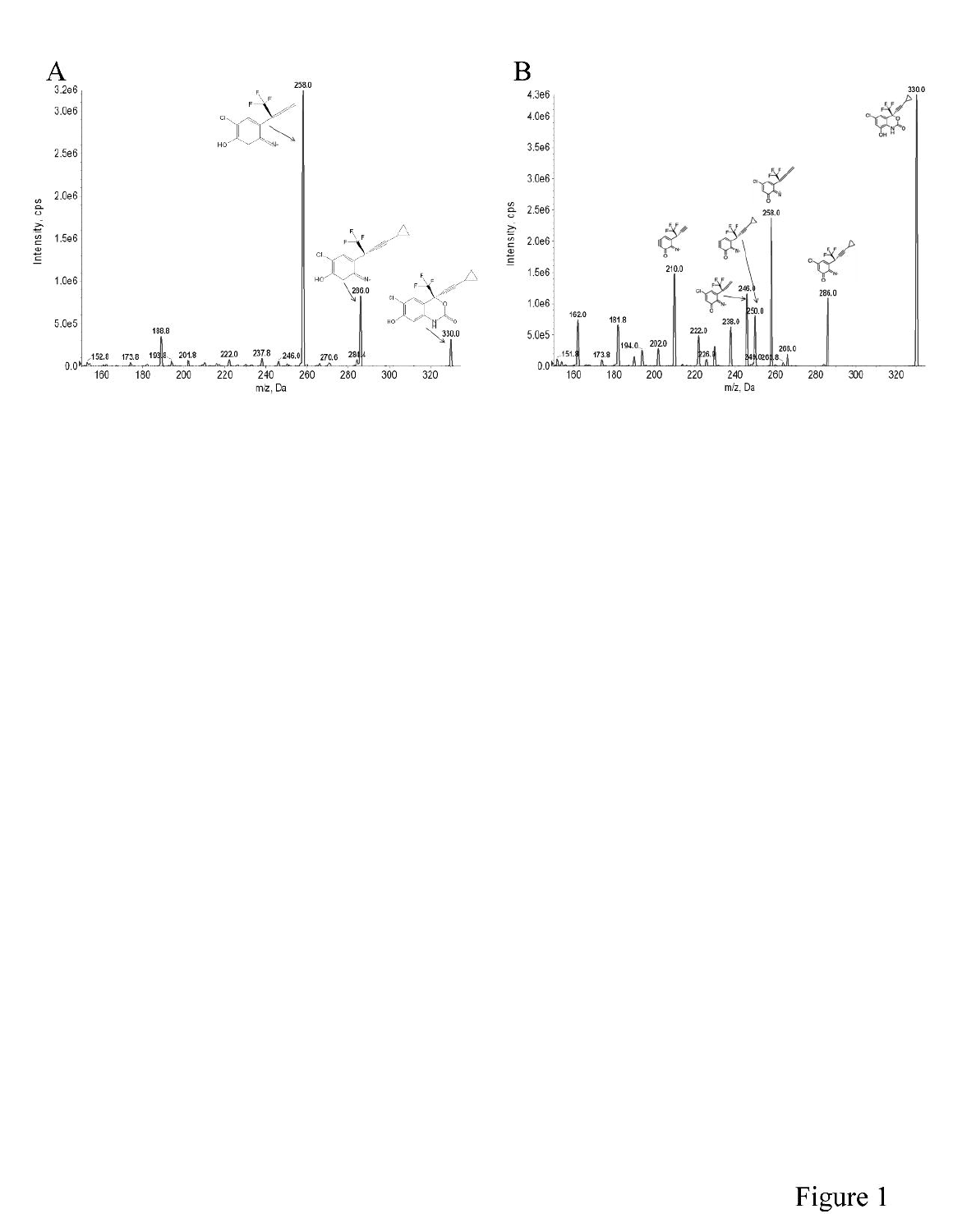Figure 1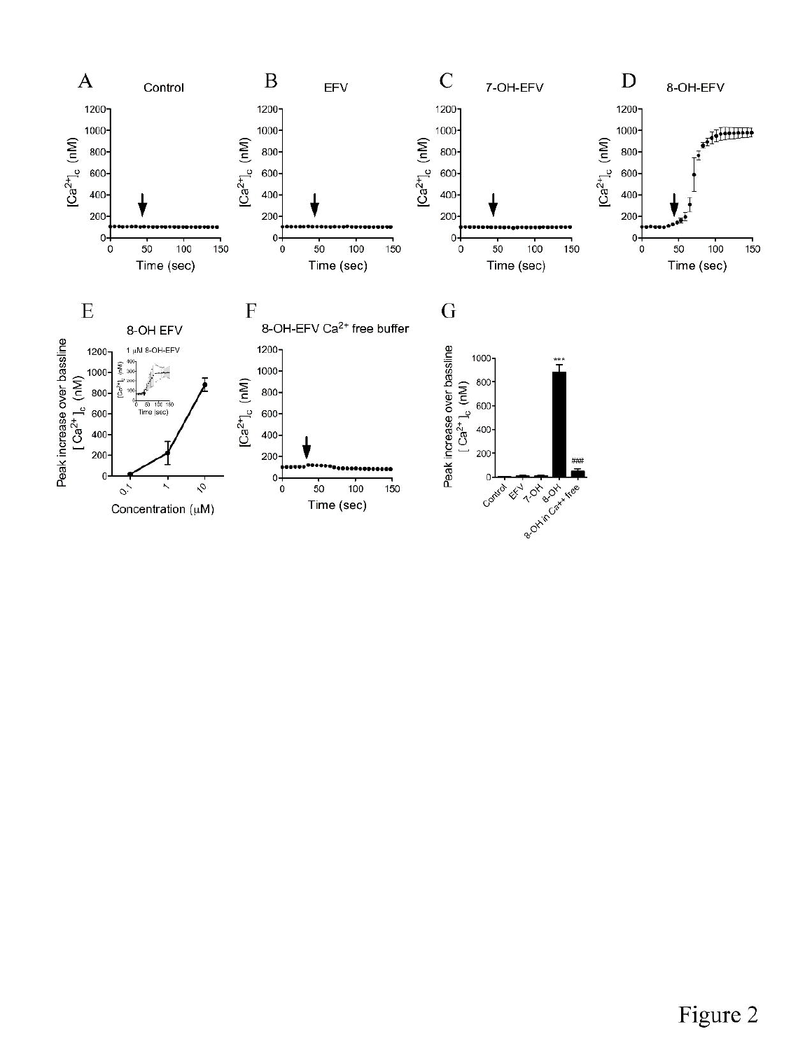Figure 2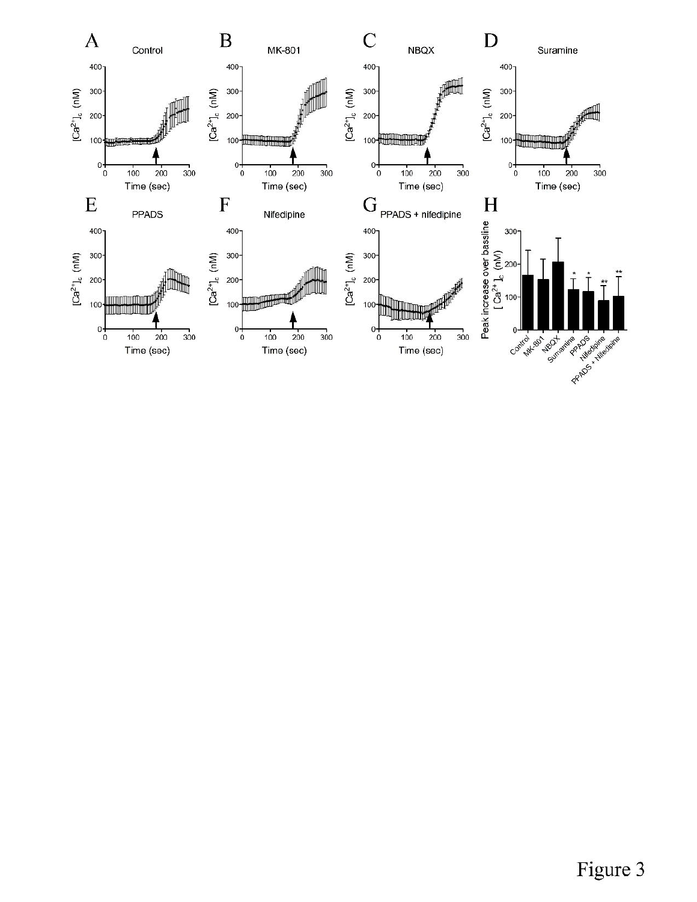Figure 3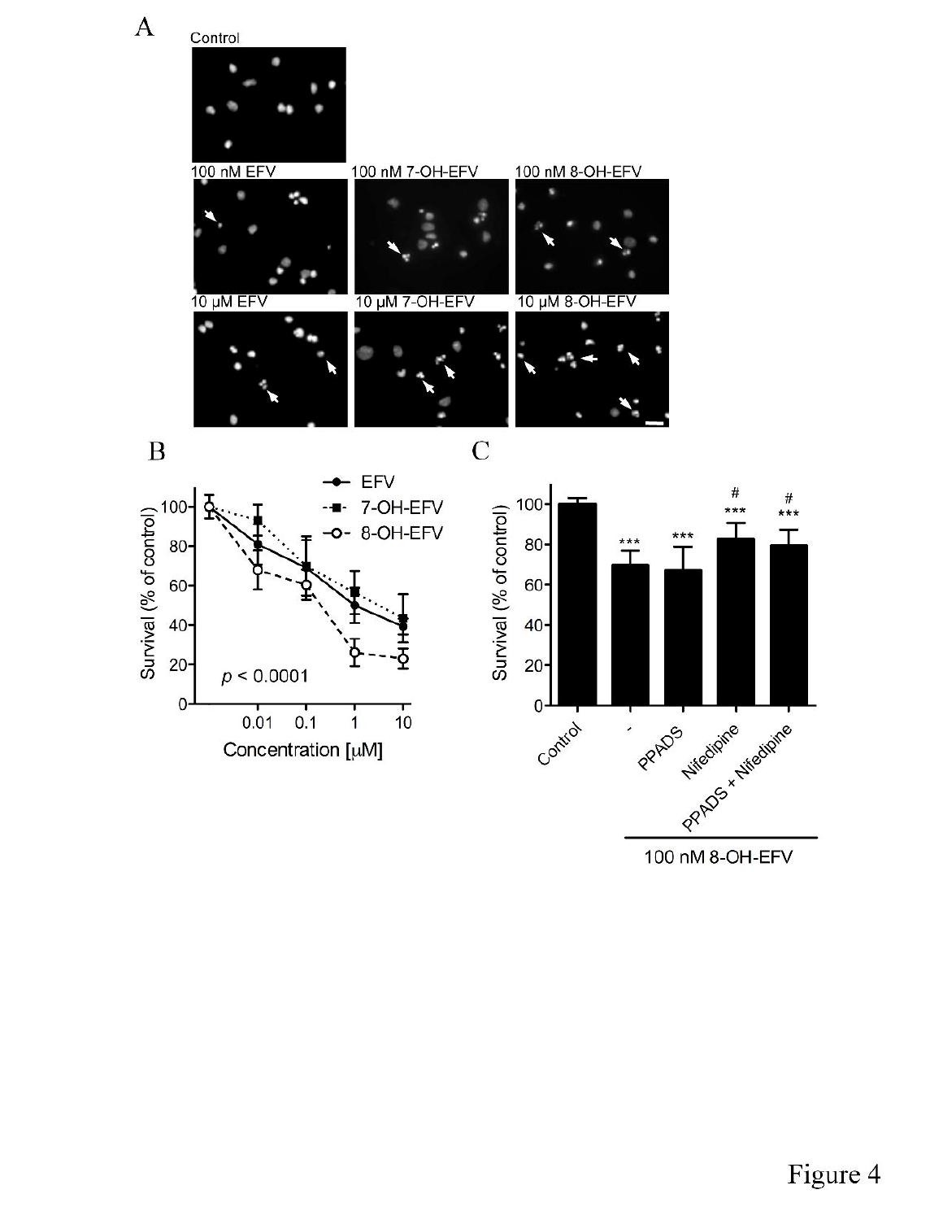Figure 4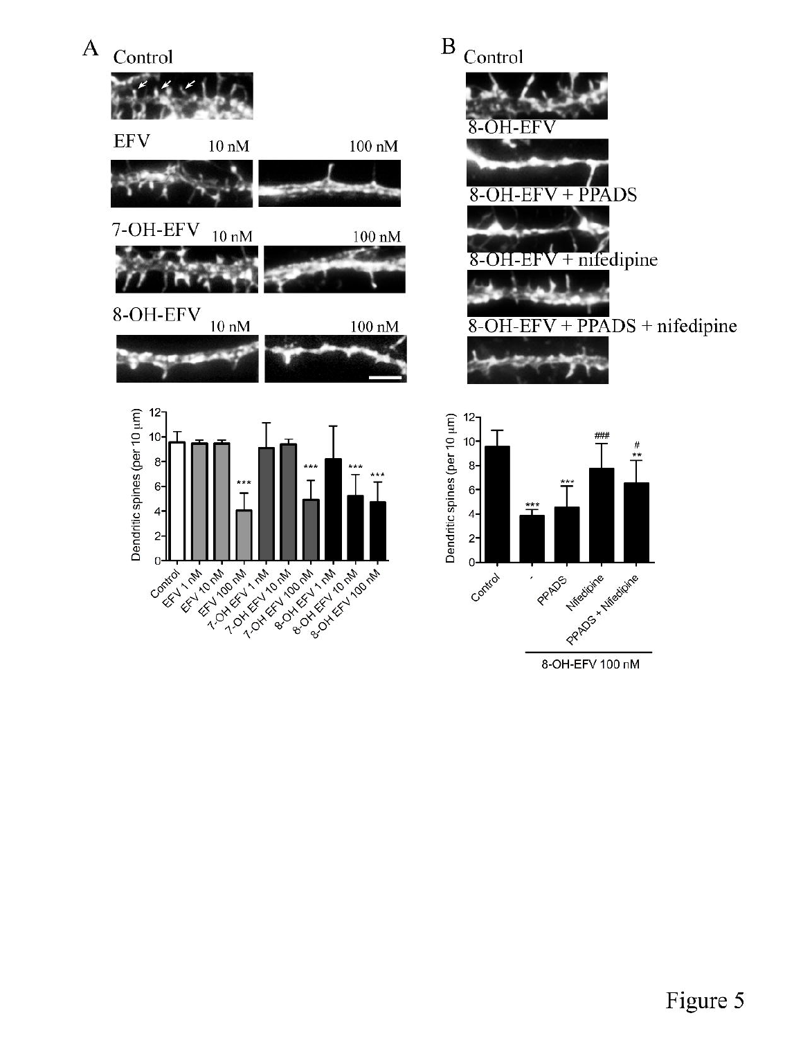Figure 5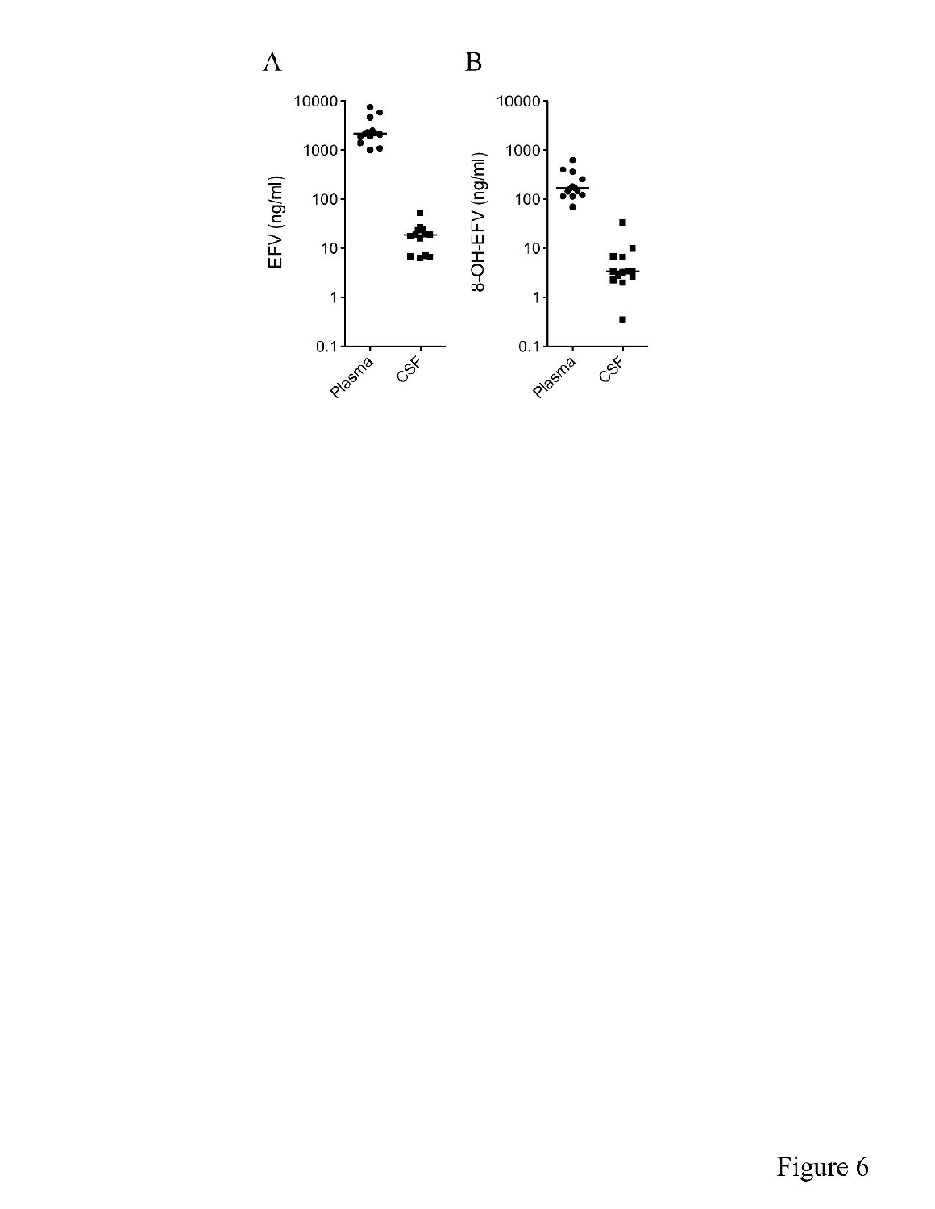A

10000
1000
100
10
1
0.1

EFV (ng/ml)

Plasma
CSF

B

10000
1000
100
10
1
0.1

8-OH-EFV (ng/ml)

Plasma
CSF

Figure 6